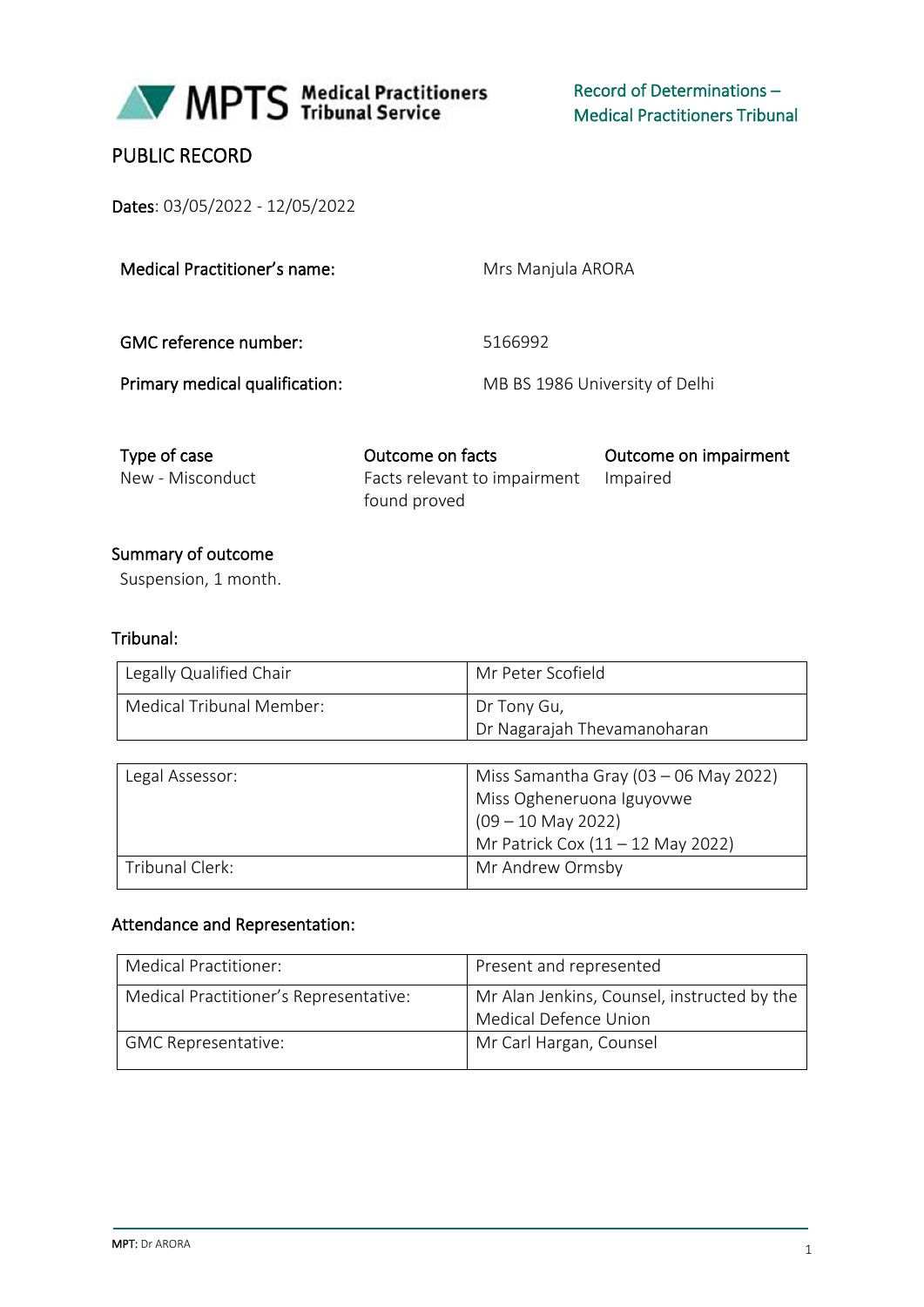MPTS Medical Practitioners Tribunal Service

Record of Determinations – Medical Practitioners Tribunal

# PUBLIC RECORD

**Dates**: 03/05/2022 - 12/05/2022

| | |
|---|---|
| **Medical Practitioner's name:** | Mrs Manjula ARORA |
| **GMC reference number:** | 5166992 |
| **Primary medical qualification:** | MB BS 1986 University of Delhi |

| Type of case | Outcome on facts | Outcome on impairment |
|---|---|---|
| New - Misconduct | Facts relevant to impairment found proved | Impaired |

## Summary of outcome

Suspension, 1 month.

## Tribunal:

| | |
|---|---|
| Legally Qualified Chair | Mr Peter Scofield |
| Medical Tribunal Member: | Dr Tony Gu, Dr Nagarajah Thevamanoharan |

| | |
|---|---|
| Legal Assessor: | Miss Samantha Gray (03 – 06 May 2022) Miss Ogheneruona Iguyovwe (09 – 10 May 2022) Mr Patrick Cox (11 – 12 May 2022) |
| Tribunal Clerk: | Mr Andrew Ormsby |

## Attendance and Representation:

| | |
|---|---|
| Medical Practitioner: | Present and represented |
| Medical Practitioner's Representative: | Mr Alan Jenkins, Counsel, instructed by the Medical Defence Union |
| GMC Representative: | Mr Carl Hargan, Counsel |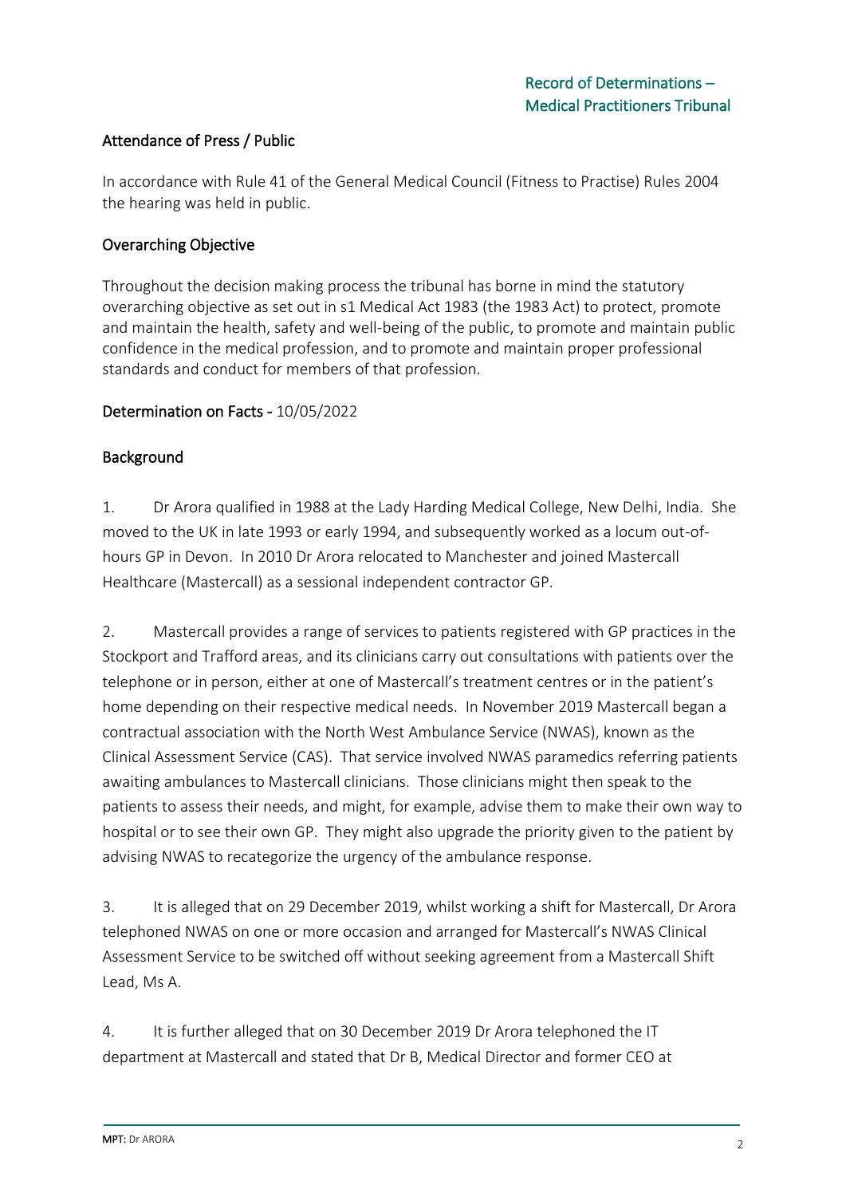## Attendance of Press / Public

In accordance with Rule 41 of the General Medical Council (Fitness to Practise) Rules 2004 the hearing was held in public.

## Overarching Objective

Throughout the decision making process the tribunal has borne in mind the statutory overarching objective as set out in s1 Medical Act 1983 (the 1983 Act) to protect, promote and maintain the health, safety and well-being of the public, to promote and maintain public confidence in the medical profession, and to promote and maintain proper professional standards and conduct for members of that profession.

## Determination on Facts - 10/05/2022

## Background

1. Dr Arora qualified in 1988 at the Lady Harding Medical College, New Delhi, India. She moved to the UK in late 1993 or early 1994, and subsequently worked as a locum out-of-hours GP in Devon. In 2010 Dr Arora relocated to Manchester and joined Mastercall Healthcare (Mastercall) as a sessional independent contractor GP.

2. Mastercall provides a range of services to patients registered with GP practices in the Stockport and Trafford areas, and its clinicians carry out consultations with patients over the telephone or in person, either at one of Mastercall's treatment centres or in the patient's home depending on their respective medical needs. In November 2019 Mastercall began a contractual association with the North West Ambulance Service (NWAS), known as the Clinical Assessment Service (CAS). That service involved NWAS paramedics referring patients awaiting ambulances to Mastercall clinicians. Those clinicians might then speak to the patients to assess their needs, and might, for example, advise them to make their own way to hospital or to see their own GP. They might also upgrade the priority given to the patient by advising NWAS to recategorize the urgency of the ambulance response.

3. It is alleged that on 29 December 2019, whilst working a shift for Mastercall, Dr Arora telephoned NWAS on one or more occasion and arranged for Mastercall's NWAS Clinical Assessment Service to be switched off without seeking agreement from a Mastercall Shift Lead, Ms A.

4. It is further alleged that on 30 December 2019 Dr Arora telephoned the IT department at Mastercall and stated that Dr B, Medical Director and former CEO at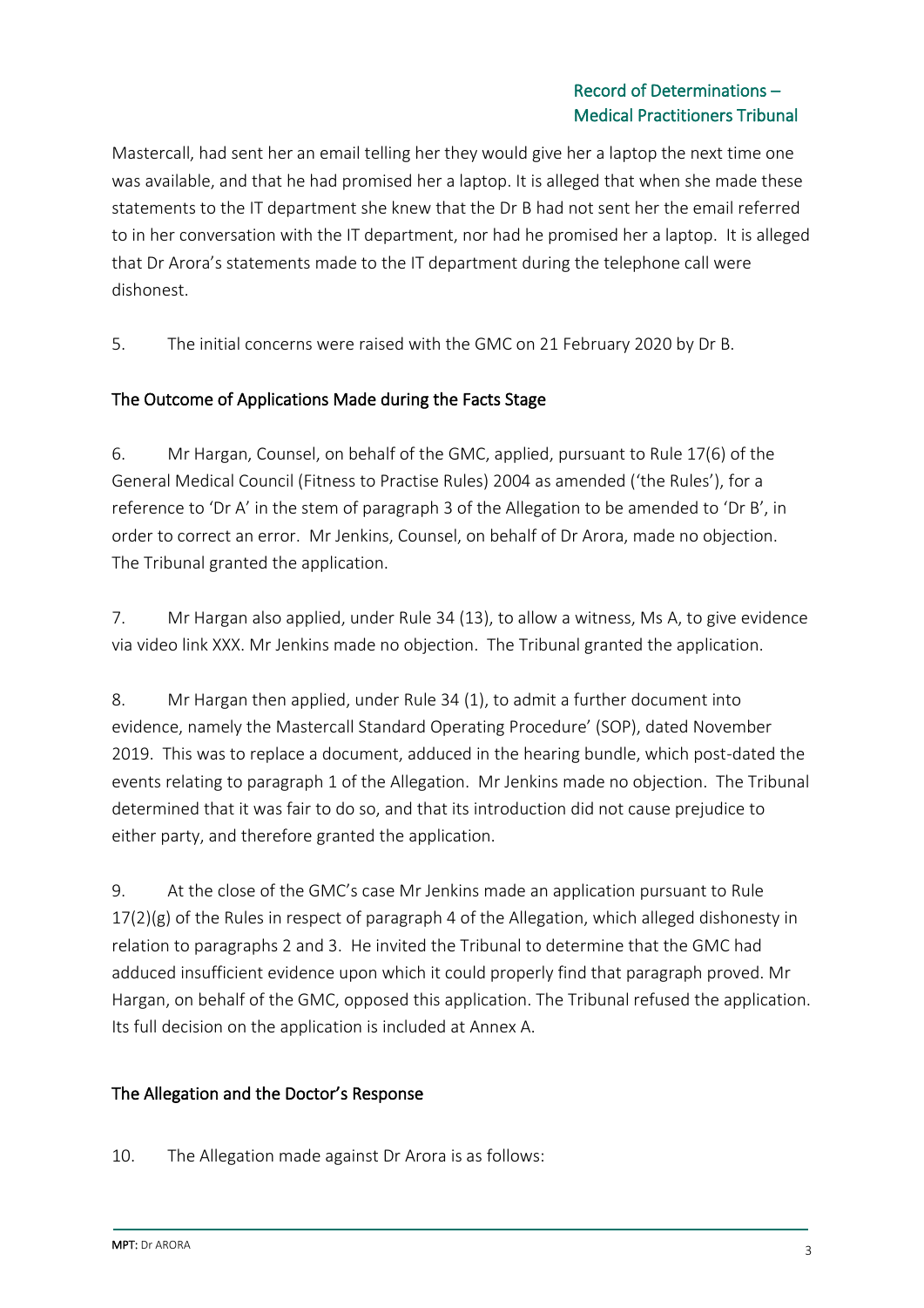Mastercall, had sent her an email telling her they would give her a laptop the next time one was available, and that he had promised her a laptop. It is alleged that when she made these statements to the IT department she knew that the Dr B had not sent her the email referred to in her conversation with the IT department, nor had he promised her a laptop. It is alleged that Dr Arora's statements made to the IT department during the telephone call were dishonest.

5. The initial concerns were raised with the GMC on 21 February 2020 by Dr B.

## The Outcome of Applications Made during the Facts Stage

6. Mr Hargan, Counsel, on behalf of the GMC, applied, pursuant to Rule 17(6) of the General Medical Council (Fitness to Practise Rules) 2004 as amended ('the Rules'), for a reference to 'Dr A' in the stem of paragraph 3 of the Allegation to be amended to 'Dr B', in order to correct an error. Mr Jenkins, Counsel, on behalf of Dr Arora, made no objection. The Tribunal granted the application.

7. Mr Hargan also applied, under Rule 34 (13), to allow a witness, Ms A, to give evidence via video link XXX. Mr Jenkins made no objection. The Tribunal granted the application.

8. Mr Hargan then applied, under Rule 34 (1), to admit a further document into evidence, namely the Mastercall Standard Operating Procedure' (SOP), dated November 2019. This was to replace a document, adduced in the hearing bundle, which post-dated the events relating to paragraph 1 of the Allegation. Mr Jenkins made no objection. The Tribunal determined that it was fair to do so, and that its introduction did not cause prejudice to either party, and therefore granted the application.

9. At the close of the GMC's case Mr Jenkins made an application pursuant to Rule 17(2)(g) of the Rules in respect of paragraph 4 of the Allegation, which alleged dishonesty in relation to paragraphs 2 and 3. He invited the Tribunal to determine that the GMC had adduced insufficient evidence upon which it could properly find that paragraph proved. Mr Hargan, on behalf of the GMC, opposed this application. The Tribunal refused the application. Its full decision on the application is included at Annex A.

## The Allegation and the Doctor's Response

10. The Allegation made against Dr Arora is as follows: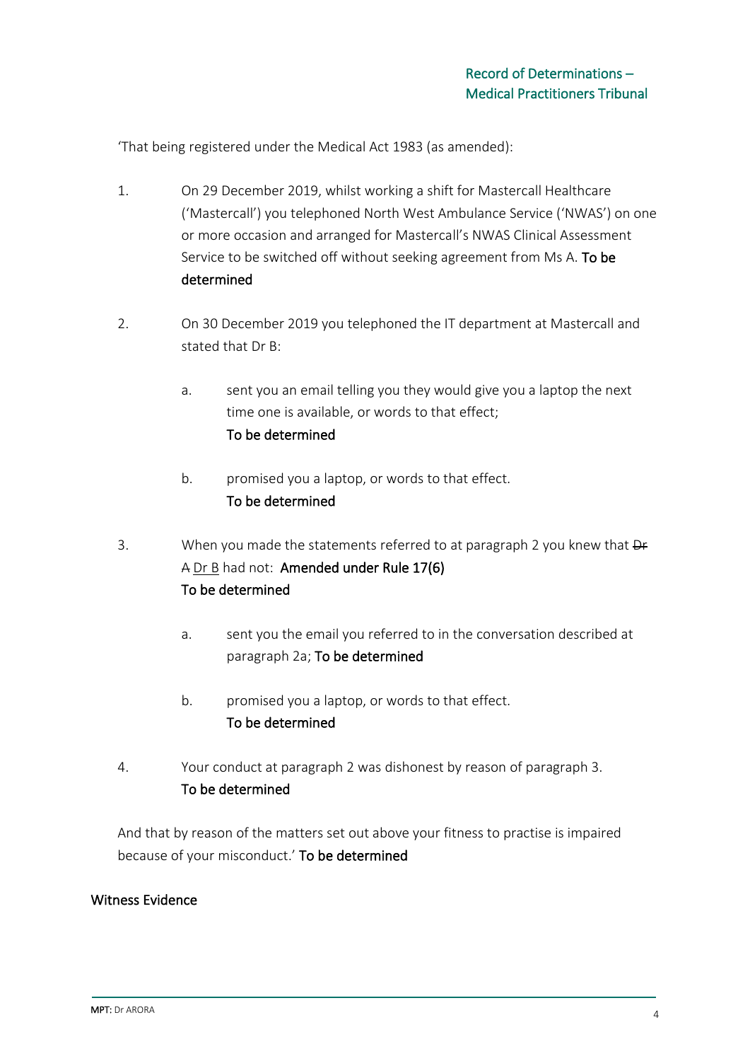'That being registered under the Medical Act 1983 (as amended):

1. On 29 December 2019, whilst working a shift for Mastercall Healthcare ('Mastercall') you telephoned North West Ambulance Service ('NWAS') on one or more occasion and arranged for Mastercall's NWAS Clinical Assessment Service to be switched off without seeking agreement from Ms A. **To be determined**

2. On 30 December 2019 you telephoned the IT department at Mastercall and stated that Dr B:

   a. sent you an email telling you they would give you a laptop the next time one is available, or words to that effect;
   **To be determined**

   b. promised you a laptop, or words to that effect.
   **To be determined**

3. When you made the statements referred to at paragraph 2 you knew that ~~Dr A~~ <u>Dr B</u> had not: **Amended under Rule 17(6)**
   **To be determined**

   a. sent you the email you referred to in the conversation described at paragraph 2a; **To be determined**

   b. promised you a laptop, or words to that effect.
   **To be determined**

4. Your conduct at paragraph 2 was dishonest by reason of paragraph 3.
   **To be determined**

And that by reason of the matters set out above your fitness to practise is impaired because of your misconduct.' **To be determined**

## Witness Evidence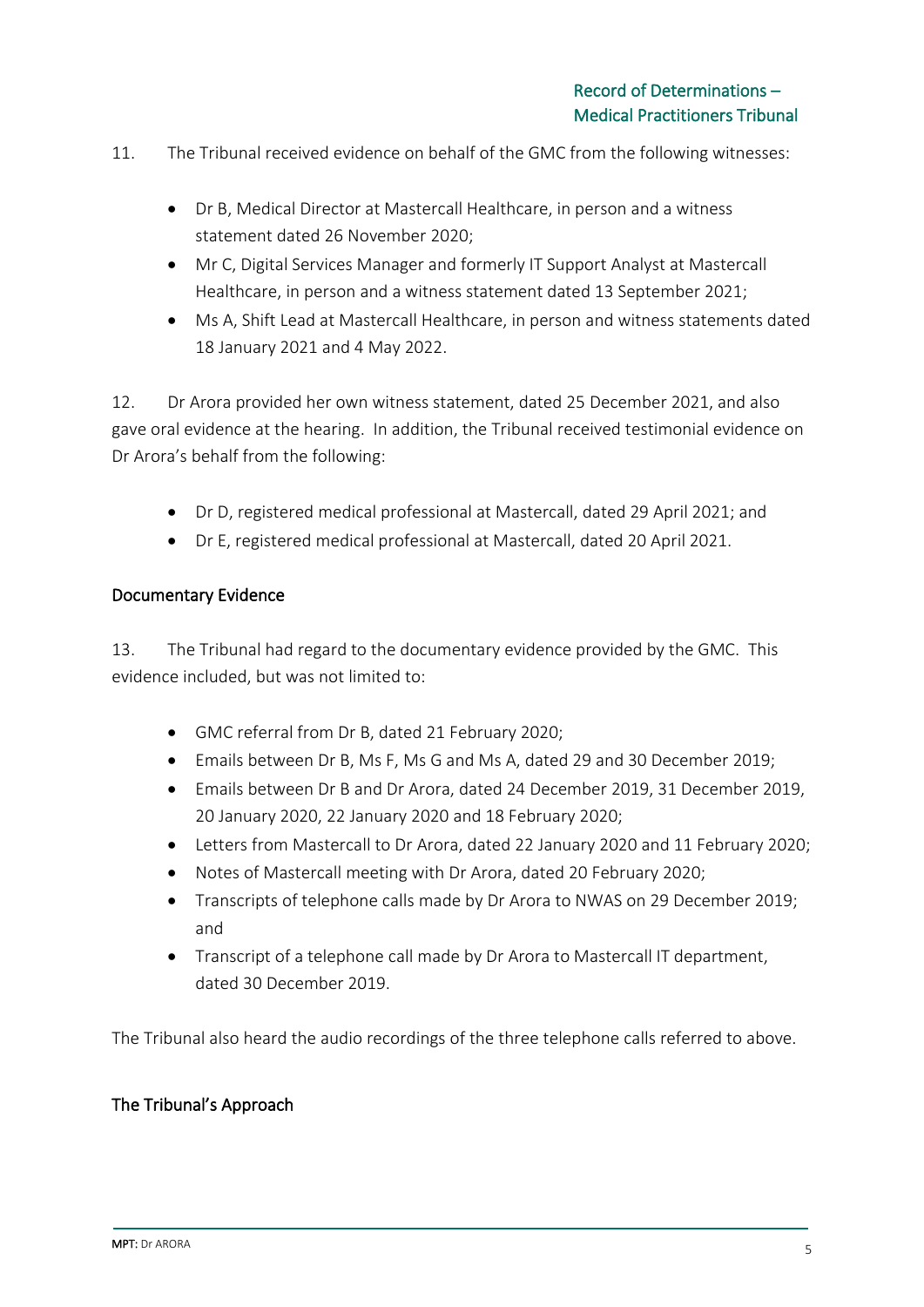11. The Tribunal received evidence on behalf of the GMC from the following witnesses:

- Dr B, Medical Director at Mastercall Healthcare, in person and a witness statement dated 26 November 2020;
- Mr C, Digital Services Manager and formerly IT Support Analyst at Mastercall Healthcare, in person and a witness statement dated 13 September 2021;
- Ms A, Shift Lead at Mastercall Healthcare, in person and witness statements dated 18 January 2021 and 4 May 2022.

12. Dr Arora provided her own witness statement, dated 25 December 2021, and also gave oral evidence at the hearing. In addition, the Tribunal received testimonial evidence on Dr Arora's behalf from the following:

- Dr D, registered medical professional at Mastercall, dated 29 April 2021; and
- Dr E, registered medical professional at Mastercall, dated 20 April 2021.

## Documentary Evidence

13. The Tribunal had regard to the documentary evidence provided by the GMC. This evidence included, but was not limited to:

- GMC referral from Dr B, dated 21 February 2020;
- Emails between Dr B, Ms F, Ms G and Ms A, dated 29 and 30 December 2019;
- Emails between Dr B and Dr Arora, dated 24 December 2019, 31 December 2019, 20 January 2020, 22 January 2020 and 18 February 2020;
- Letters from Mastercall to Dr Arora, dated 22 January 2020 and 11 February 2020;
- Notes of Mastercall meeting with Dr Arora, dated 20 February 2020;
- Transcripts of telephone calls made by Dr Arora to NWAS on 29 December 2019; and
- Transcript of a telephone call made by Dr Arora to Mastercall IT department, dated 30 December 2019.

The Tribunal also heard the audio recordings of the three telephone calls referred to above.

## The Tribunal's Approach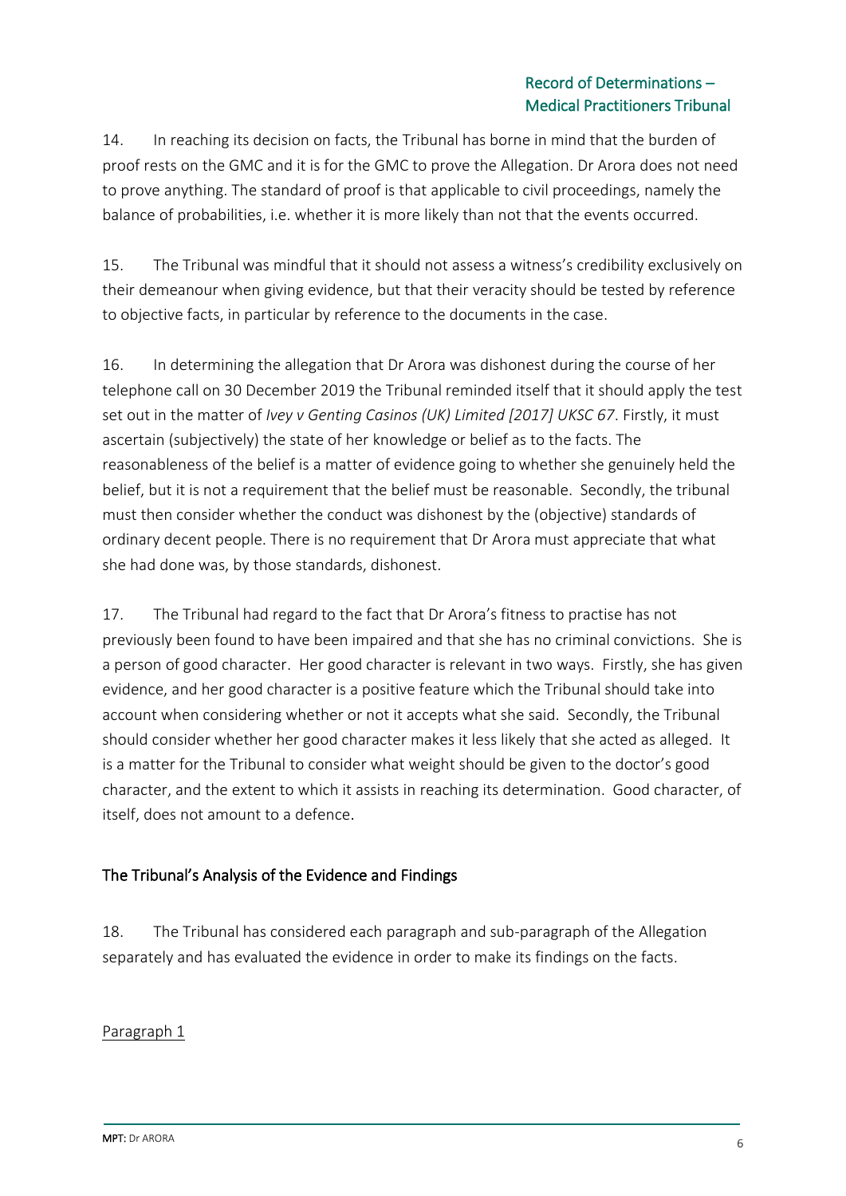14. In reaching its decision on facts, the Tribunal has borne in mind that the burden of proof rests on the GMC and it is for the GMC to prove the Allegation. Dr Arora does not need to prove anything. The standard of proof is that applicable to civil proceedings, namely the balance of probabilities, i.e. whether it is more likely than not that the events occurred.

15. The Tribunal was mindful that it should not assess a witness's credibility exclusively on their demeanour when giving evidence, but that their veracity should be tested by reference to objective facts, in particular by reference to the documents in the case.

16. In determining the allegation that Dr Arora was dishonest during the course of her telephone call on 30 December 2019 the Tribunal reminded itself that it should apply the test set out in the matter of *Ivey v Genting Casinos (UK) Limited [2017] UKSC 67*. Firstly, it must ascertain (subjectively) the state of her knowledge or belief as to the facts. The reasonableness of the belief is a matter of evidence going to whether she genuinely held the belief, but it is not a requirement that the belief must be reasonable. Secondly, the tribunal must then consider whether the conduct was dishonest by the (objective) standards of ordinary decent people. There is no requirement that Dr Arora must appreciate that what she had done was, by those standards, dishonest.

17. The Tribunal had regard to the fact that Dr Arora's fitness to practise has not previously been found to have been impaired and that she has no criminal convictions. She is a person of good character. Her good character is relevant in two ways. Firstly, she has given evidence, and her good character is a positive feature which the Tribunal should take into account when considering whether or not it accepts what she said. Secondly, the Tribunal should consider whether her good character makes it less likely that she acted as alleged. It is a matter for the Tribunal to consider what weight should be given to the doctor's good character, and the extent to which it assists in reaching its determination. Good character, of itself, does not amount to a defence.

## The Tribunal's Analysis of the Evidence and Findings

18. The Tribunal has considered each paragraph and sub-paragraph of the Allegation separately and has evaluated the evidence in order to make its findings on the facts.

### Paragraph 1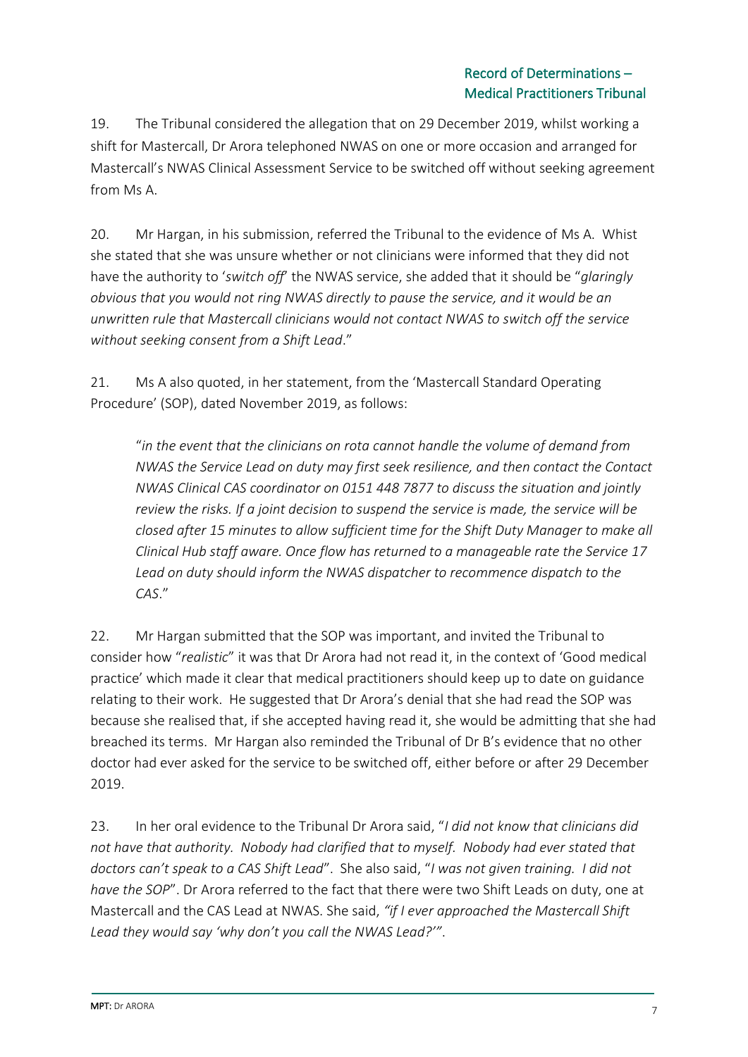19. The Tribunal considered the allegation that on 29 December 2019, whilst working a shift for Mastercall, Dr Arora telephoned NWAS on one or more occasion and arranged for Mastercall's NWAS Clinical Assessment Service to be switched off without seeking agreement from Ms A.

20. Mr Hargan, in his submission, referred the Tribunal to the evidence of Ms A. Whist she stated that she was unsure whether or not clinicians were informed that they did not have the authority to '*switch off*' the NWAS service, she added that it should be "*glaringly obvious that you would not ring NWAS directly to pause the service, and it would be an unwritten rule that Mastercall clinicians would not contact NWAS to switch off the service without seeking consent from a Shift Lead*."

21. Ms A also quoted, in her statement, from the 'Mastercall Standard Operating Procedure' (SOP), dated November 2019, as follows:

> "*in the event that the clinicians on rota cannot handle the volume of demand from NWAS the Service Lead on duty may first seek resilience, and then contact the Contact NWAS Clinical CAS coordinator on 0151 448 7877 to discuss the situation and jointly review the risks. If a joint decision to suspend the service is made, the service will be closed after 15 minutes to allow sufficient time for the Shift Duty Manager to make all Clinical Hub staff aware. Once flow has returned to a manageable rate the Service 17 Lead on duty should inform the NWAS dispatcher to recommence dispatch to the CAS*."

22. Mr Hargan submitted that the SOP was important, and invited the Tribunal to consider how "*realistic*" it was that Dr Arora had not read it, in the context of 'Good medical practice' which made it clear that medical practitioners should keep up to date on guidance relating to their work. He suggested that Dr Arora's denial that she had read the SOP was because she realised that, if she accepted having read it, she would be admitting that she had breached its terms. Mr Hargan also reminded the Tribunal of Dr B's evidence that no other doctor had ever asked for the service to be switched off, either before or after 29 December 2019.

23. In her oral evidence to the Tribunal Dr Arora said, "*I did not know that clinicians did not have that authority. Nobody had clarified that to myself. Nobody had ever stated that doctors can't speak to a CAS Shift Lead*". She also said, "*I was not given training. I did not have the SOP*". Dr Arora referred to the fact that there were two Shift Leads on duty, one at Mastercall and the CAS Lead at NWAS. She said, *"if I ever approached the Mastercall Shift Lead they would say 'why don't you call the NWAS Lead?'"*.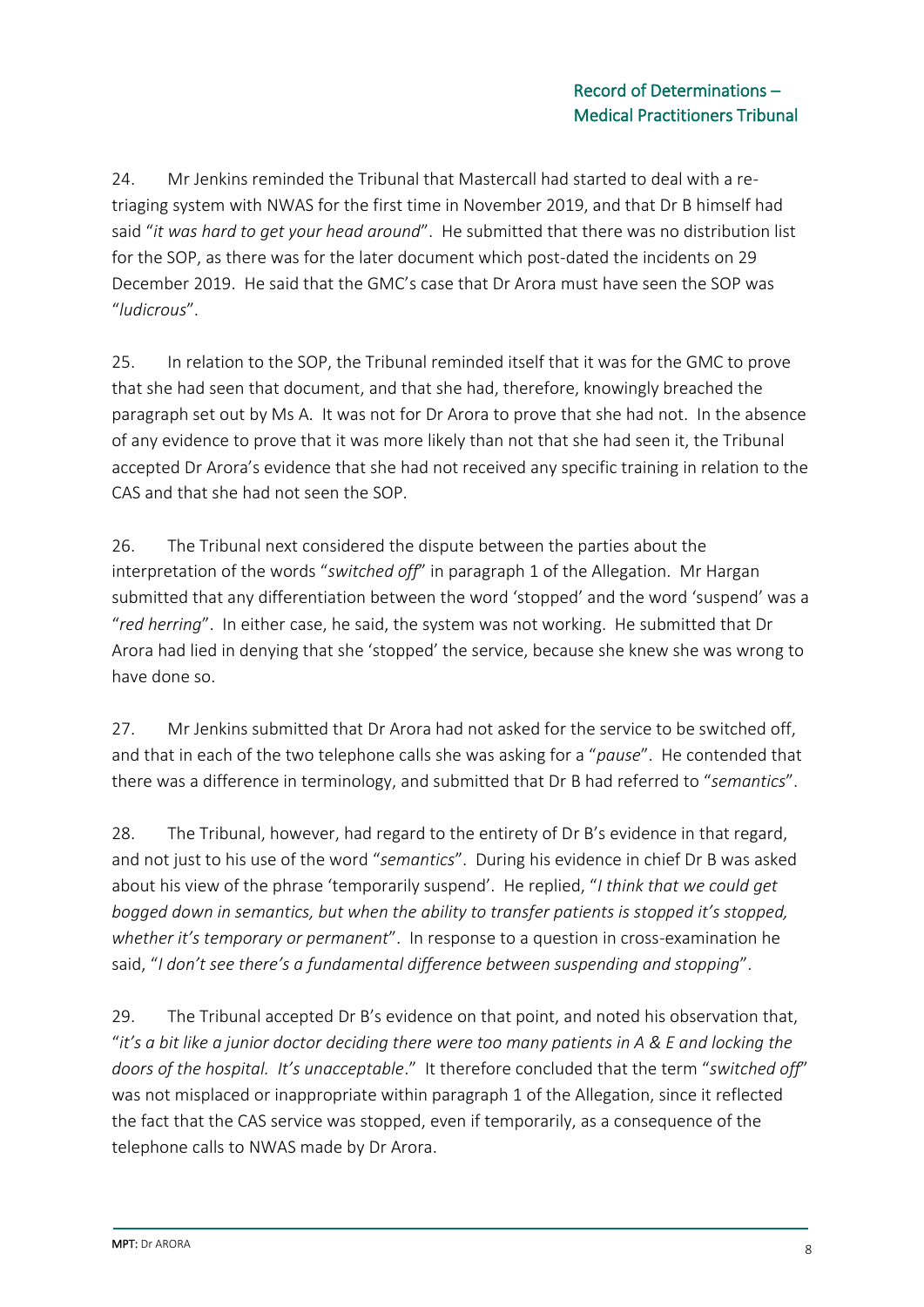24. Mr Jenkins reminded the Tribunal that Mastercall had started to deal with a re-triaging system with NWAS for the first time in November 2019, and that Dr B himself had said "*it was hard to get your head around*". He submitted that there was no distribution list for the SOP, as there was for the later document which post-dated the incidents on 29 December 2019. He said that the GMC's case that Dr Arora must have seen the SOP was "*ludicrous*".

25. In relation to the SOP, the Tribunal reminded itself that it was for the GMC to prove that she had seen that document, and that she had, therefore, knowingly breached the paragraph set out by Ms A. It was not for Dr Arora to prove that she had not. In the absence of any evidence to prove that it was more likely than not that she had seen it, the Tribunal accepted Dr Arora's evidence that she had not received any specific training in relation to the CAS and that she had not seen the SOP.

26. The Tribunal next considered the dispute between the parties about the interpretation of the words "*switched off*" in paragraph 1 of the Allegation. Mr Hargan submitted that any differentiation between the word 'stopped' and the word 'suspend' was a "*red herring*". In either case, he said, the system was not working. He submitted that Dr Arora had lied in denying that she 'stopped' the service, because she knew she was wrong to have done so.

27. Mr Jenkins submitted that Dr Arora had not asked for the service to be switched off, and that in each of the two telephone calls she was asking for a "*pause*". He contended that there was a difference in terminology, and submitted that Dr B had referred to "*semantics*".

28. The Tribunal, however, had regard to the entirety of Dr B's evidence in that regard, and not just to his use of the word "*semantics*". During his evidence in chief Dr B was asked about his view of the phrase 'temporarily suspend'. He replied, "*I think that we could get bogged down in semantics, but when the ability to transfer patients is stopped it's stopped, whether it's temporary or permanent*". In response to a question in cross-examination he said, "*I don't see there's a fundamental difference between suspending and stopping*".

29. The Tribunal accepted Dr B's evidence on that point, and noted his observation that, "*it's a bit like a junior doctor deciding there were too many patients in A & E and locking the doors of the hospital. It's unacceptable*." It therefore concluded that the term "*switched off*" was not misplaced or inappropriate within paragraph 1 of the Allegation, since it reflected the fact that the CAS service was stopped, even if temporarily, as a consequence of the telephone calls to NWAS made by Dr Arora.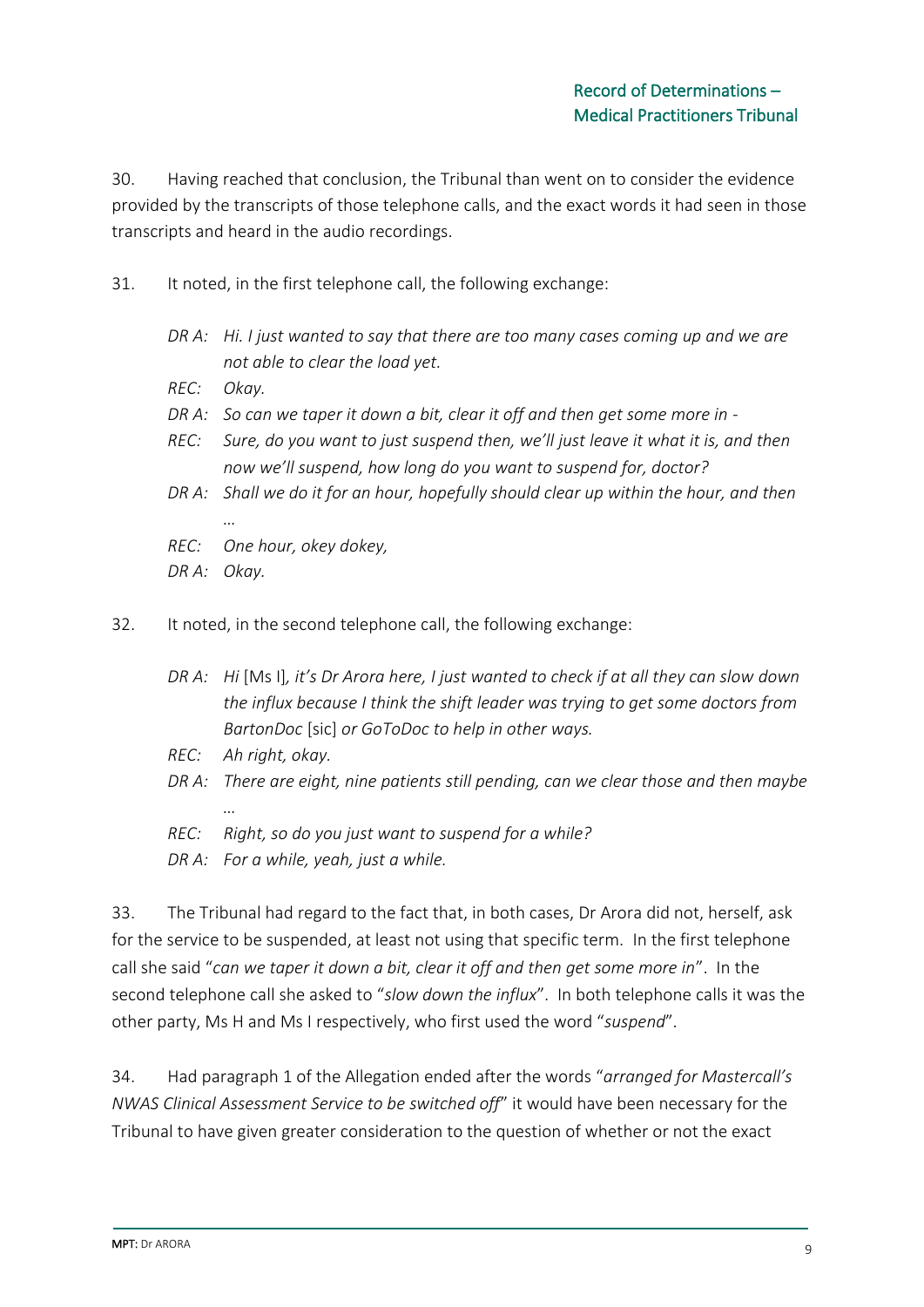30. Having reached that conclusion, the Tribunal than went on to consider the evidence provided by the transcripts of those telephone calls, and the exact words it had seen in those transcripts and heard in the audio recordings.

31. It noted, in the first telephone call, the following exchange:

> *DR A: Hi. I just wanted to say that there are too many cases coming up and we are not able to clear the load yet.*
>
> *REC: Okay.*
>
> *DR A: So can we taper it down a bit, clear it off and then get some more in -*
>
> *REC: Sure, do you want to just suspend then, we'll just leave it what it is, and then now we'll suspend, how long do you want to suspend for, doctor?*
>
> *DR A: Shall we do it for an hour, hopefully should clear up within the hour, and then …*
>
> *REC: One hour, okey dokey,*
>
> *DR A: Okay.*

32. It noted, in the second telephone call, the following exchange:

> *DR A: Hi* [Ms I]*, it's Dr Arora here, I just wanted to check if at all they can slow down the influx because I think the shift leader was trying to get some doctors from BartonDoc* [sic] *or GoToDoc to help in other ways.*
>
> *REC: Ah right, okay.*
>
> *DR A: There are eight, nine patients still pending, can we clear those and then maybe …*
>
> *REC: Right, so do you just want to suspend for a while?*
>
> *DR A: For a while, yeah, just a while.*

33. The Tribunal had regard to the fact that, in both cases, Dr Arora did not, herself, ask for the service to be suspended, at least not using that specific term. In the first telephone call she said "*can we taper it down a bit, clear it off and then get some more in*". In the second telephone call she asked to "*slow down the influx*". In both telephone calls it was the other party, Ms H and Ms I respectively, who first used the word "*suspend*".

34. Had paragraph 1 of the Allegation ended after the words "*arranged for Mastercall's NWAS Clinical Assessment Service to be switched off*" it would have been necessary for the Tribunal to have given greater consideration to the question of whether or not the exact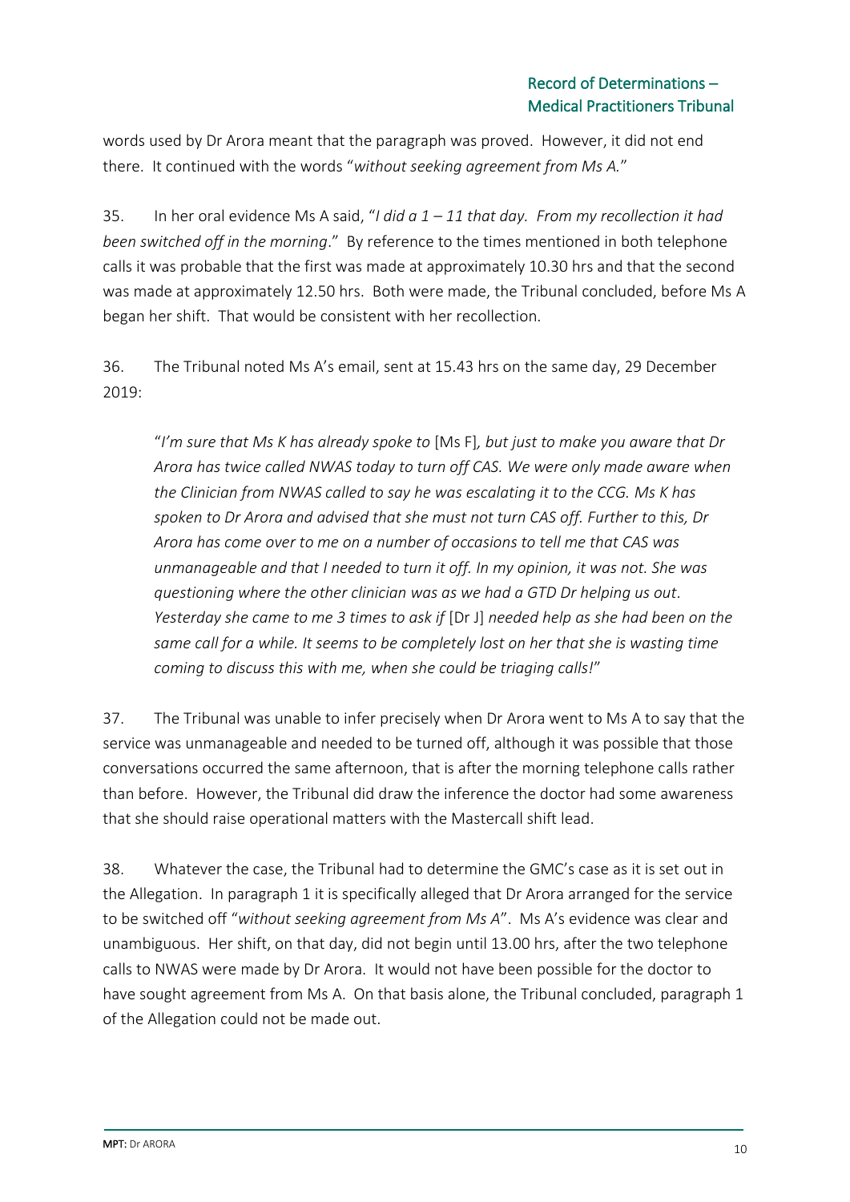words used by Dr Arora meant that the paragraph was proved. However, it did not end there. It continued with the words "*without seeking agreement from Ms A.*"

35. In her oral evidence Ms A said, "*I did a 1 – 11 that day. From my recollection it had been switched off in the morning*." By reference to the times mentioned in both telephone calls it was probable that the first was made at approximately 10.30 hrs and that the second was made at approximately 12.50 hrs. Both were made, the Tribunal concluded, before Ms A began her shift. That would be consistent with her recollection.

36. The Tribunal noted Ms A's email, sent at 15.43 hrs on the same day, 29 December 2019:

> "*I'm sure that Ms K has already spoke to* [Ms F]*, but just to make you aware that Dr Arora has twice called NWAS today to turn off CAS. We were only made aware when the Clinician from NWAS called to say he was escalating it to the CCG. Ms K has spoken to Dr Arora and advised that she must not turn CAS off. Further to this, Dr Arora has come over to me on a number of occasions to tell me that CAS was unmanageable and that I needed to turn it off. In my opinion, it was not. She was questioning where the other clinician was as we had a GTD Dr helping us out. Yesterday she came to me 3 times to ask if* [Dr J] *needed help as she had been on the same call for a while. It seems to be completely lost on her that she is wasting time coming to discuss this with me, when she could be triaging calls!*"

37. The Tribunal was unable to infer precisely when Dr Arora went to Ms A to say that the service was unmanageable and needed to be turned off, although it was possible that those conversations occurred the same afternoon, that is after the morning telephone calls rather than before. However, the Tribunal did draw the inference the doctor had some awareness that she should raise operational matters with the Mastercall shift lead.

38. Whatever the case, the Tribunal had to determine the GMC's case as it is set out in the Allegation. In paragraph 1 it is specifically alleged that Dr Arora arranged for the service to be switched off "*without seeking agreement from Ms A*". Ms A's evidence was clear and unambiguous. Her shift, on that day, did not begin until 13.00 hrs, after the two telephone calls to NWAS were made by Dr Arora. It would not have been possible for the doctor to have sought agreement from Ms A. On that basis alone, the Tribunal concluded, paragraph 1 of the Allegation could not be made out.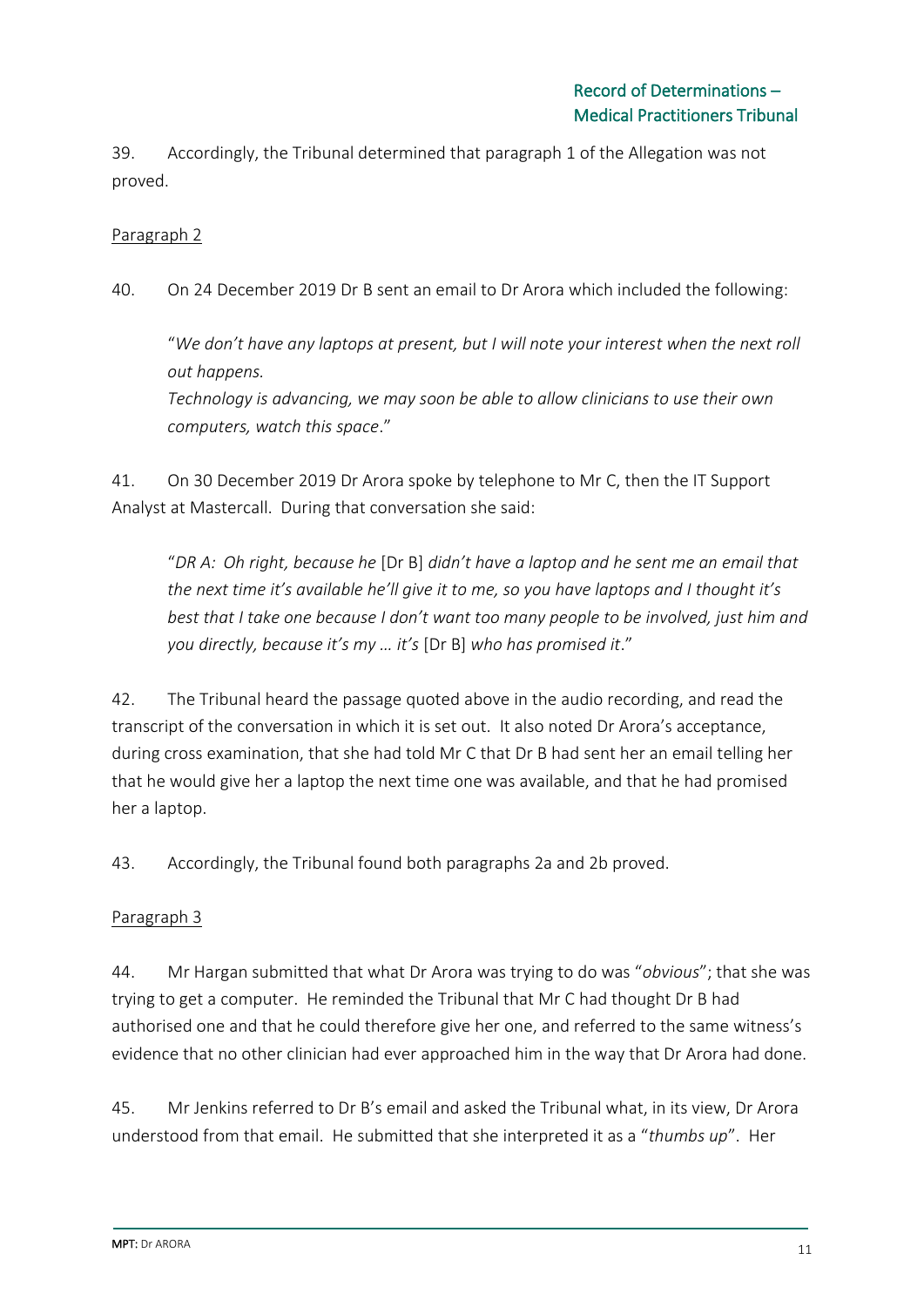39. Accordingly, the Tribunal determined that paragraph 1 of the Allegation was not proved.

Paragraph 2

40. On 24 December 2019 Dr B sent an email to Dr Arora which included the following:

> "*We don't have any laptops at present, but I will note your interest when the next roll out happens.*
> *Technology is advancing, we may soon be able to allow clinicians to use their own computers, watch this space*."

41. On 30 December 2019 Dr Arora spoke by telephone to Mr C, then the IT Support Analyst at Mastercall. During that conversation she said:

> "*DR A: Oh right, because he* [Dr B] *didn't have a laptop and he sent me an email that the next time it's available he'll give it to me, so you have laptops and I thought it's best that I take one because I don't want too many people to be involved, just him and you directly, because it's my … it's* [Dr B] *who has promised it*."

42. The Tribunal heard the passage quoted above in the audio recording, and read the transcript of the conversation in which it is set out. It also noted Dr Arora's acceptance, during cross examination, that she had told Mr C that Dr B had sent her an email telling her that he would give her a laptop the next time one was available, and that he had promised her a laptop.

43. Accordingly, the Tribunal found both paragraphs 2a and 2b proved.

Paragraph 3

44. Mr Hargan submitted that what Dr Arora was trying to do was "*obvious*"; that she was trying to get a computer. He reminded the Tribunal that Mr C had thought Dr B had authorised one and that he could therefore give her one, and referred to the same witness's evidence that no other clinician had ever approached him in the way that Dr Arora had done.

45. Mr Jenkins referred to Dr B's email and asked the Tribunal what, in its view, Dr Arora understood from that email. He submitted that she interpreted it as a "*thumbs up*". Her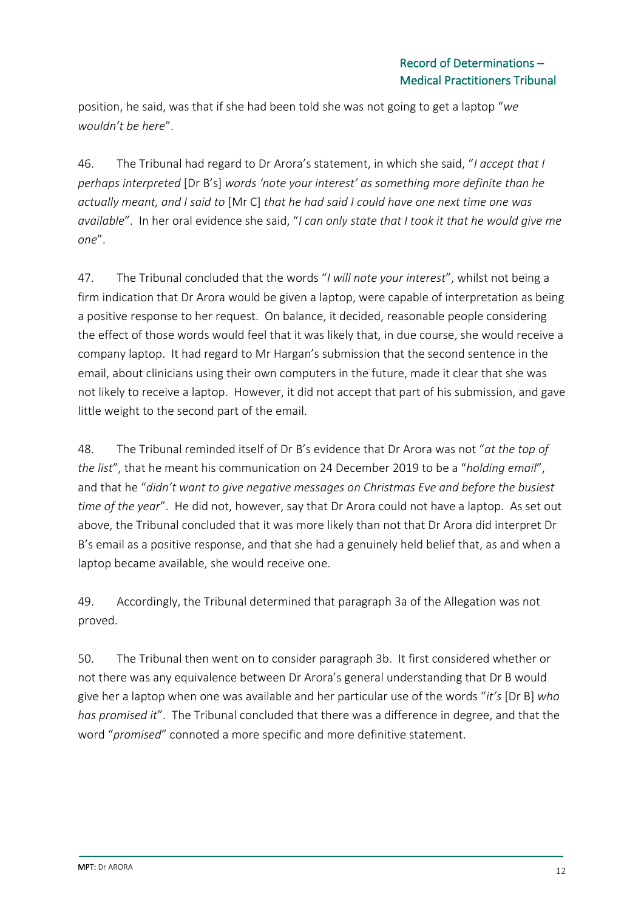position, he said, was that if she had been told she was not going to get a laptop "*we wouldn't be here*".

46. The Tribunal had regard to Dr Arora's statement, in which she said, "*I accept that I perhaps interpreted* [Dr B's] *words 'note your interest' as something more definite than he actually meant, and I said to* [Mr C] *that he had said I could have one next time one was available*". In her oral evidence she said, "*I can only state that I took it that he would give me one*".

47. The Tribunal concluded that the words "*I will note your interest*", whilst not being a firm indication that Dr Arora would be given a laptop, were capable of interpretation as being a positive response to her request. On balance, it decided, reasonable people considering the effect of those words would feel that it was likely that, in due course, she would receive a company laptop. It had regard to Mr Hargan's submission that the second sentence in the email, about clinicians using their own computers in the future, made it clear that she was not likely to receive a laptop. However, it did not accept that part of his submission, and gave little weight to the second part of the email.

48. The Tribunal reminded itself of Dr B's evidence that Dr Arora was not "*at the top of the list*", that he meant his communication on 24 December 2019 to be a "*holding email*", and that he "*didn't want to give negative messages on Christmas Eve and before the busiest time of the year*". He did not, however, say that Dr Arora could not have a laptop. As set out above, the Tribunal concluded that it was more likely than not that Dr Arora did interpret Dr B's email as a positive response, and that she had a genuinely held belief that, as and when a laptop became available, she would receive one.

49. Accordingly, the Tribunal determined that paragraph 3a of the Allegation was not proved.

50. The Tribunal then went on to consider paragraph 3b. It first considered whether or not there was any equivalence between Dr Arora's general understanding that Dr B would give her a laptop when one was available and her particular use of the words "*it's* [Dr B] *who has promised it*". The Tribunal concluded that there was a difference in degree, and that the word "*promised*" connoted a more specific and more definitive statement.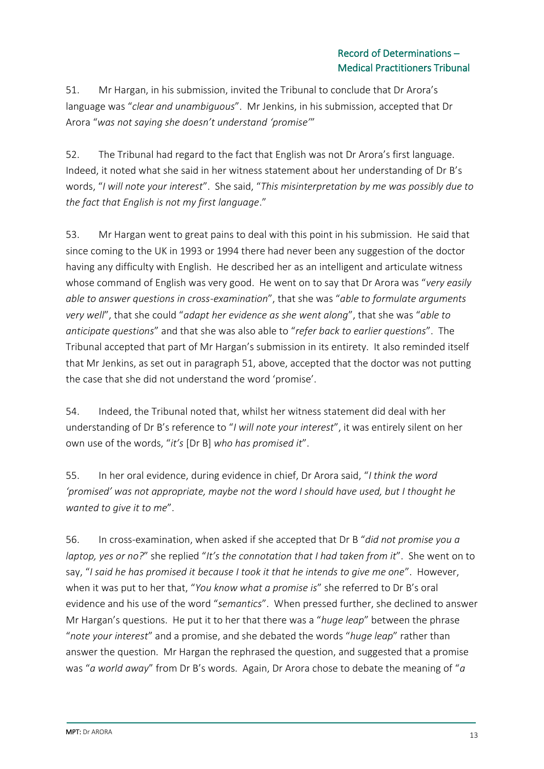51. Mr Hargan, in his submission, invited the Tribunal to conclude that Dr Arora's language was "*clear and unambiguous*". Mr Jenkins, in his submission, accepted that Dr Arora "*was not saying she doesn't understand 'promise'*"

52. The Tribunal had regard to the fact that English was not Dr Arora's first language. Indeed, it noted what she said in her witness statement about her understanding of Dr B's words, "*I will note your interest*". She said, "*This misinterpretation by me was possibly due to the fact that English is not my first language*."

53. Mr Hargan went to great pains to deal with this point in his submission. He said that since coming to the UK in 1993 or 1994 there had never been any suggestion of the doctor having any difficulty with English. He described her as an intelligent and articulate witness whose command of English was very good. He went on to say that Dr Arora was "*very easily able to answer questions in cross-examination*", that she was "*able to formulate arguments very well*", that she could "*adapt her evidence as she went along*", that she was "*able to anticipate questions*" and that she was also able to "*refer back to earlier questions*". The Tribunal accepted that part of Mr Hargan's submission in its entirety. It also reminded itself that Mr Jenkins, as set out in paragraph 51, above, accepted that the doctor was not putting the case that she did not understand the word 'promise'.

54. Indeed, the Tribunal noted that, whilst her witness statement did deal with her understanding of Dr B's reference to "*I will note your interest*", it was entirely silent on her own use of the words, "*it's* [Dr B] *who has promised it*".

55. In her oral evidence, during evidence in chief, Dr Arora said, "*I think the word 'promised' was not appropriate, maybe not the word I should have used, but I thought he wanted to give it to me*".

56. In cross-examination, when asked if she accepted that Dr B "*did not promise you a laptop, yes or no?*" she replied "*It's the connotation that I had taken from it*". She went on to say, "*I said he has promised it because I took it that he intends to give me one*". However, when it was put to her that, "*You know what a promise is*" she referred to Dr B's oral evidence and his use of the word "*semantics*". When pressed further, she declined to answer Mr Hargan's questions. He put it to her that there was a "*huge leap*" between the phrase "*note your interest*" and a promise, and she debated the words "*huge leap*" rather than answer the question. Mr Hargan the rephrased the question, and suggested that a promise was "*a world away*" from Dr B's words. Again, Dr Arora chose to debate the meaning of "*a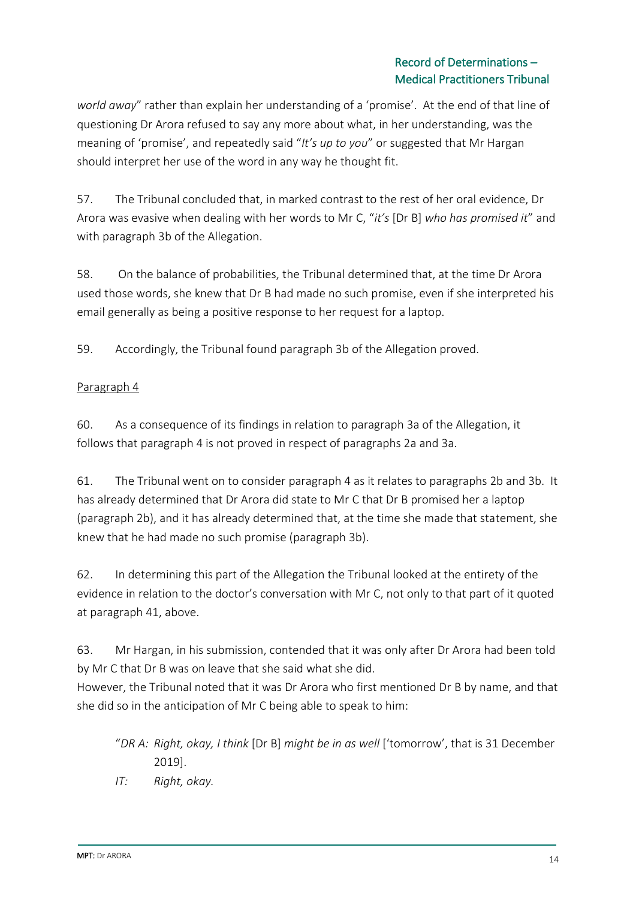*world away*" rather than explain her understanding of a 'promise'. At the end of that line of questioning Dr Arora refused to say any more about what, in her understanding, was the meaning of 'promise', and repeatedly said "*It's up to you*" or suggested that Mr Hargan should interpret her use of the word in any way he thought fit.

57. The Tribunal concluded that, in marked contrast to the rest of her oral evidence, Dr Arora was evasive when dealing with her words to Mr C, "*it's* [Dr B] *who has promised it*" and with paragraph 3b of the Allegation.

58. On the balance of probabilities, the Tribunal determined that, at the time Dr Arora used those words, she knew that Dr B had made no such promise, even if she interpreted his email generally as being a positive response to her request for a laptop.

59. Accordingly, the Tribunal found paragraph 3b of the Allegation proved.

Paragraph 4

60. As a consequence of its findings in relation to paragraph 3a of the Allegation, it follows that paragraph 4 is not proved in respect of paragraphs 2a and 3a.

61. The Tribunal went on to consider paragraph 4 as it relates to paragraphs 2b and 3b. It has already determined that Dr Arora did state to Mr C that Dr B promised her a laptop (paragraph 2b), and it has already determined that, at the time she made that statement, she knew that he had made no such promise (paragraph 3b).

62. In determining this part of the Allegation the Tribunal looked at the entirety of the evidence in relation to the doctor's conversation with Mr C, not only to that part of it quoted at paragraph 41, above.

63. Mr Hargan, in his submission, contended that it was only after Dr Arora had been told by Mr C that Dr B was on leave that she said what she did.
However, the Tribunal noted that it was Dr Arora who first mentioned Dr B by name, and that she did so in the anticipation of Mr C being able to speak to him:

> "*DR A: Right, okay, I think* [Dr B] *might be in as well* ['tomorrow', that is 31 December 2019].
>
> *IT: Right, okay.*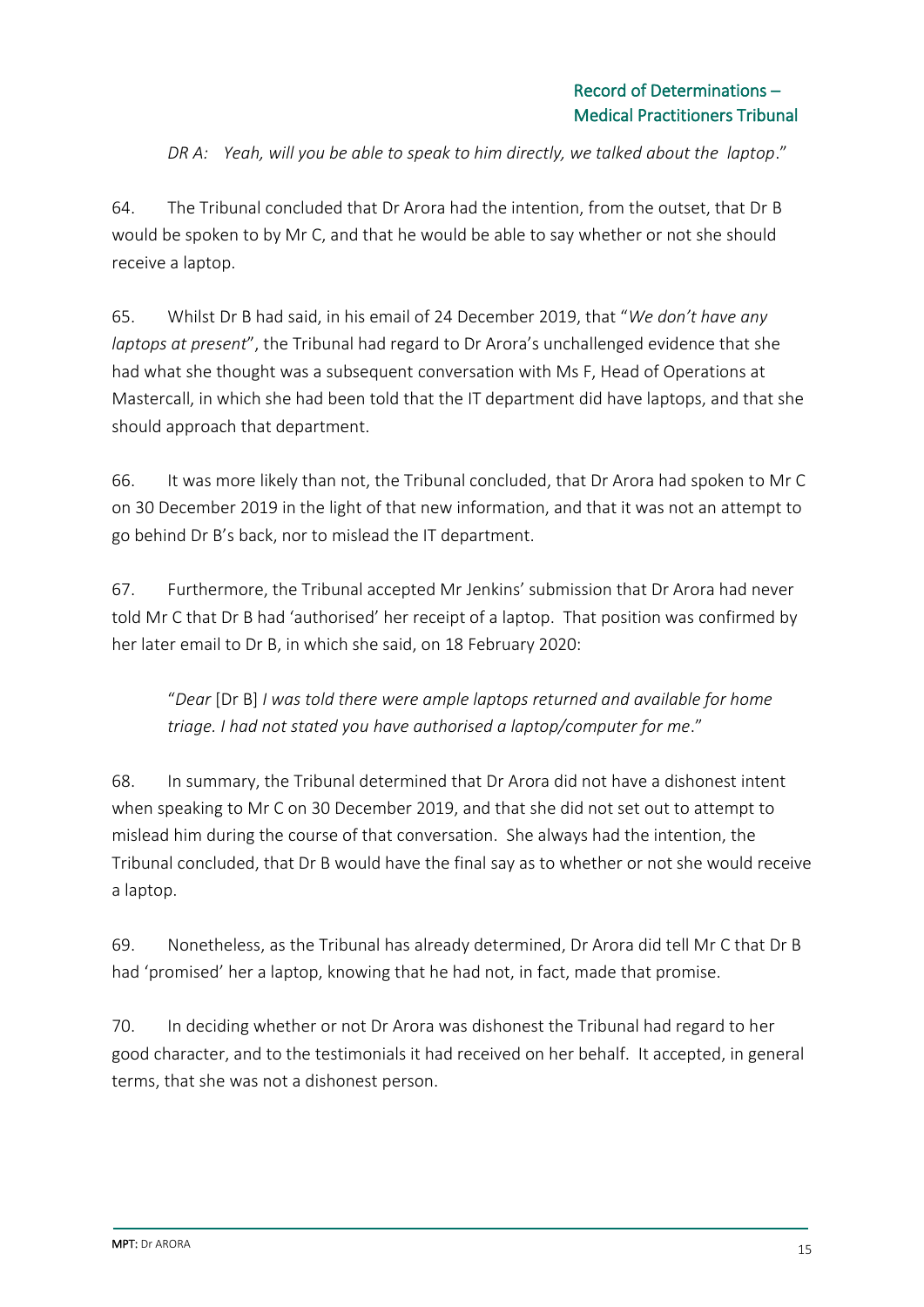*DR A: Yeah, will you be able to speak to him directly, we talked about the laptop*."

64. The Tribunal concluded that Dr Arora had the intention, from the outset, that Dr B would be spoken to by Mr C, and that he would be able to say whether or not she should receive a laptop.

65. Whilst Dr B had said, in his email of 24 December 2019, that "*We don't have any laptops at present*", the Tribunal had regard to Dr Arora's unchallenged evidence that she had what she thought was a subsequent conversation with Ms F, Head of Operations at Mastercall, in which she had been told that the IT department did have laptops, and that she should approach that department.

66. It was more likely than not, the Tribunal concluded, that Dr Arora had spoken to Mr C on 30 December 2019 in the light of that new information, and that it was not an attempt to go behind Dr B's back, nor to mislead the IT department.

67. Furthermore, the Tribunal accepted Mr Jenkins' submission that Dr Arora had never told Mr C that Dr B had 'authorised' her receipt of a laptop. That position was confirmed by her later email to Dr B, in which she said, on 18 February 2020:

> "*Dear* [Dr B] *I was told there were ample laptops returned and available for home triage. I had not stated you have authorised a laptop/computer for me*."

68. In summary, the Tribunal determined that Dr Arora did not have a dishonest intent when speaking to Mr C on 30 December 2019, and that she did not set out to attempt to mislead him during the course of that conversation. She always had the intention, the Tribunal concluded, that Dr B would have the final say as to whether or not she would receive a laptop.

69. Nonetheless, as the Tribunal has already determined, Dr Arora did tell Mr C that Dr B had 'promised' her a laptop, knowing that he had not, in fact, made that promise.

70. In deciding whether or not Dr Arora was dishonest the Tribunal had regard to her good character, and to the testimonials it had received on her behalf. It accepted, in general terms, that she was not a dishonest person.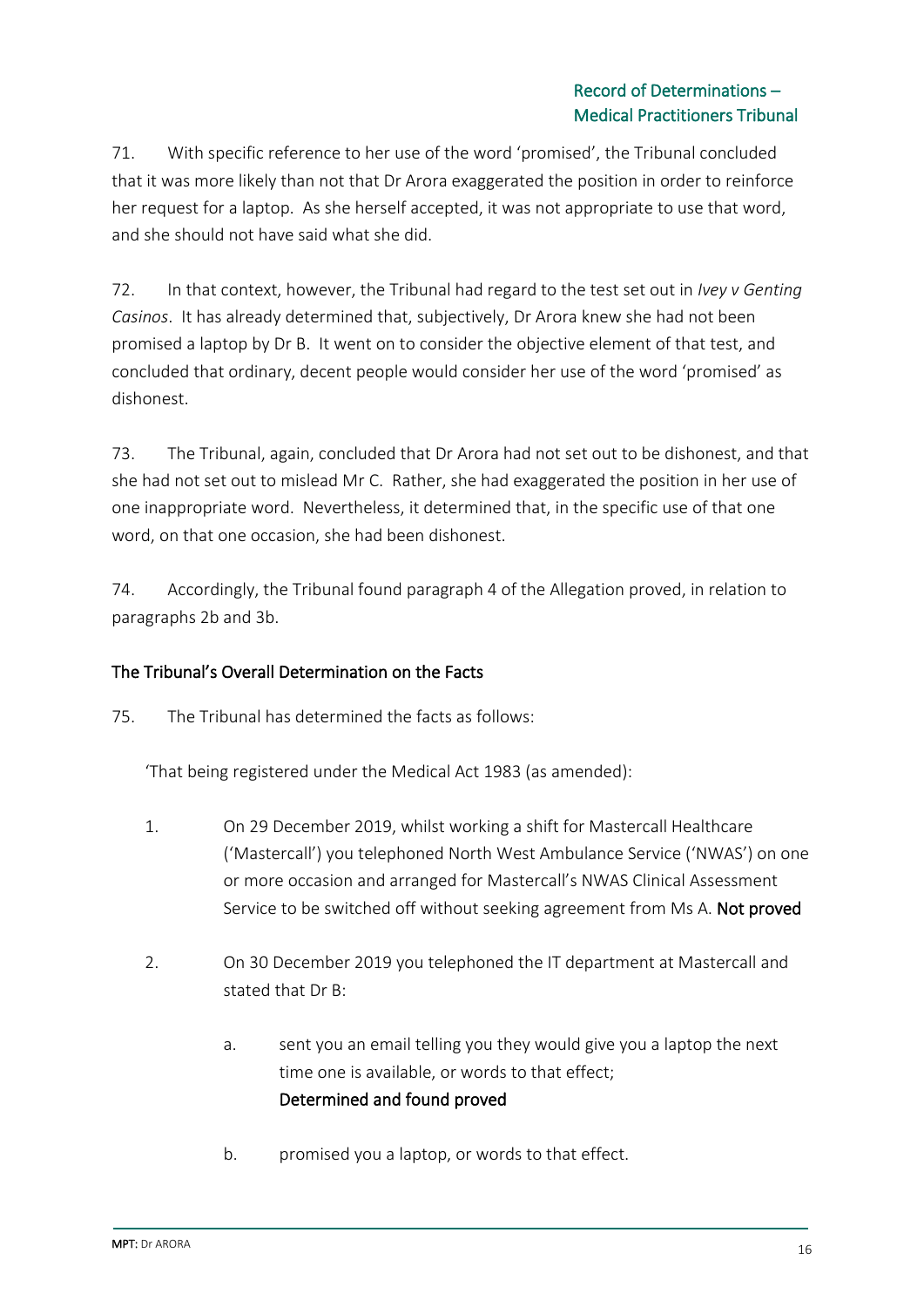71. With specific reference to her use of the word 'promised', the Tribunal concluded that it was more likely than not that Dr Arora exaggerated the position in order to reinforce her request for a laptop. As she herself accepted, it was not appropriate to use that word, and she should not have said what she did.

72. In that context, however, the Tribunal had regard to the test set out in *Ivey v Genting Casinos*. It has already determined that, subjectively, Dr Arora knew she had not been promised a laptop by Dr B. It went on to consider the objective element of that test, and concluded that ordinary, decent people would consider her use of the word 'promised' as dishonest.

73. The Tribunal, again, concluded that Dr Arora had not set out to be dishonest, and that she had not set out to mislead Mr C. Rather, she had exaggerated the position in her use of one inappropriate word. Nevertheless, it determined that, in the specific use of that one word, on that one occasion, she had been dishonest.

74. Accordingly, the Tribunal found paragraph 4 of the Allegation proved, in relation to paragraphs 2b and 3b.

## The Tribunal's Overall Determination on the Facts

75. The Tribunal has determined the facts as follows:

'That being registered under the Medical Act 1983 (as amended):

1. On 29 December 2019, whilst working a shift for Mastercall Healthcare ('Mastercall') you telephoned North West Ambulance Service ('NWAS') on one or more occasion and arranged for Mastercall's NWAS Clinical Assessment Service to be switched off without seeking agreement from Ms A. **Not proved**

2. On 30 December 2019 you telephoned the IT department at Mastercall and stated that Dr B:

   a. sent you an email telling you they would give you a laptop the next time one is available, or words to that effect;
   **Determined and found proved**

   b. promised you a laptop, or words to that effect.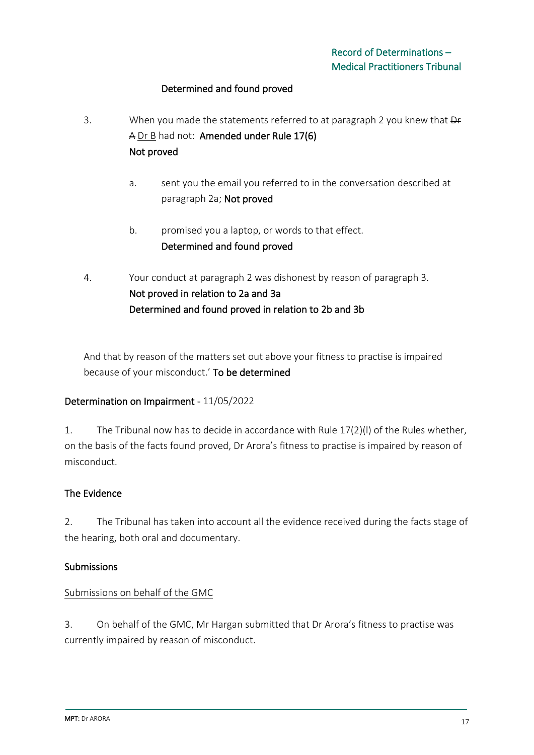**Determined and found proved**

3. When you made the statements referred to at paragraph 2 you knew that ~~Dr A~~ Dr B had not: **Amended under Rule 17(6)**
**Not proved**

   a. sent you the email you referred to in the conversation described at paragraph 2a; **Not proved**

   b. promised you a laptop, or words to that effect.
   **Determined and found proved**

4. Your conduct at paragraph 2 was dishonest by reason of paragraph 3.
**Not proved in relation to 2a and 3a**
**Determined and found proved in relation to 2b and 3b**

And that by reason of the matters set out above your fitness to practise is impaired because of your misconduct.' **To be determined**

## Determination on Impairment - 11/05/2022

1. The Tribunal now has to decide in accordance with Rule 17(2)(l) of the Rules whether, on the basis of the facts found proved, Dr Arora's fitness to practise is impaired by reason of misconduct.

### The Evidence

2. The Tribunal has taken into account all the evidence received during the facts stage of the hearing, both oral and documentary.

### Submissions

Submissions on behalf of the GMC

3. On behalf of the GMC, Mr Hargan submitted that Dr Arora's fitness to practise was currently impaired by reason of misconduct.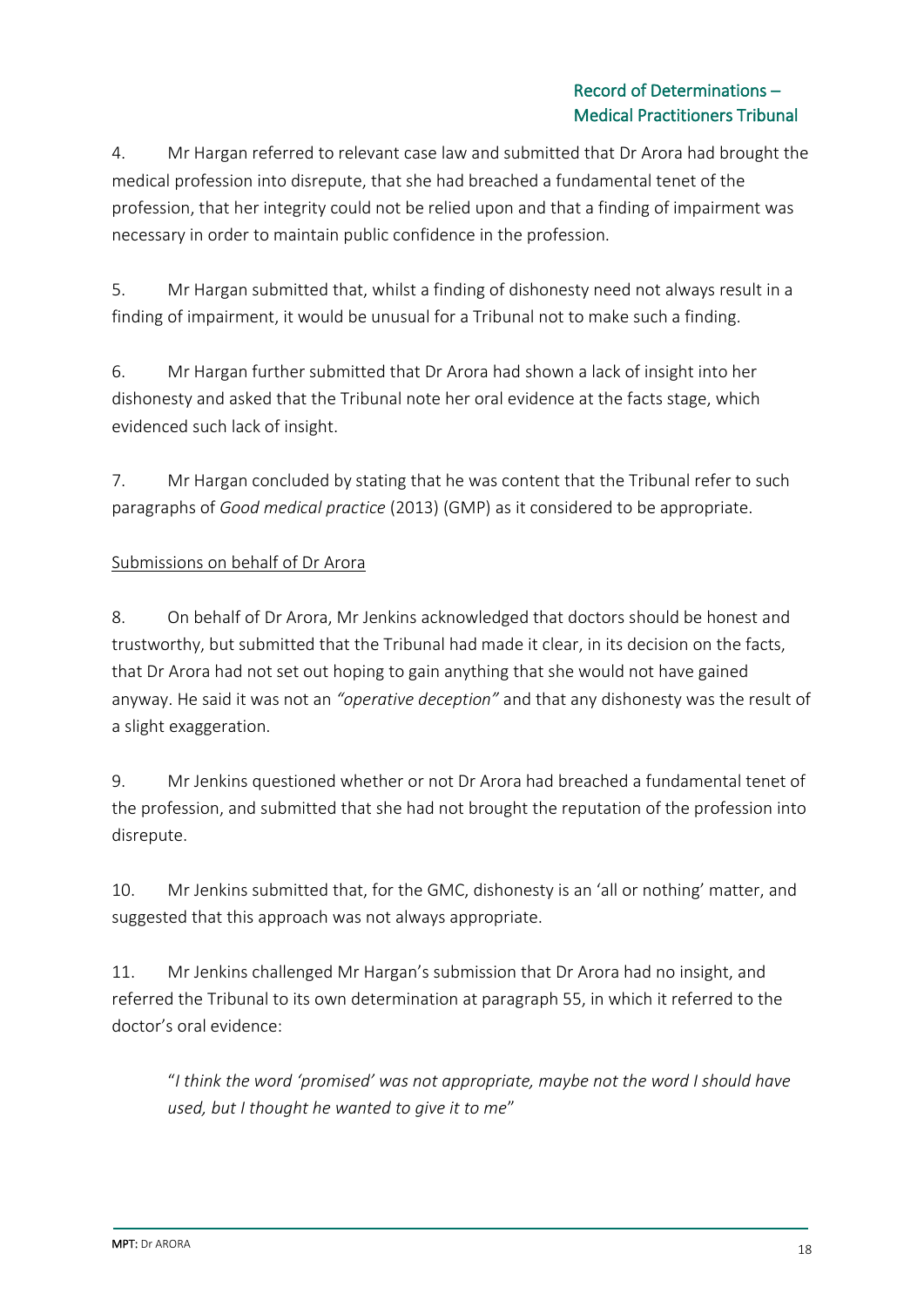4. Mr Hargan referred to relevant case law and submitted that Dr Arora had brought the medical profession into disrepute, that she had breached a fundamental tenet of the profession, that her integrity could not be relied upon and that a finding of impairment was necessary in order to maintain public confidence in the profession.

5. Mr Hargan submitted that, whilst a finding of dishonesty need not always result in a finding of impairment, it would be unusual for a Tribunal not to make such a finding.

6. Mr Hargan further submitted that Dr Arora had shown a lack of insight into her dishonesty and asked that the Tribunal note her oral evidence at the facts stage, which evidenced such lack of insight.

7. Mr Hargan concluded by stating that he was content that the Tribunal refer to such paragraphs of *Good medical practice* (2013) (GMP) as it considered to be appropriate.

<u>Submissions on behalf of Dr Arora</u>

8. On behalf of Dr Arora, Mr Jenkins acknowledged that doctors should be honest and trustworthy, but submitted that the Tribunal had made it clear, in its decision on the facts, that Dr Arora had not set out hoping to gain anything that she would not have gained anyway. He said it was not an *"operative deception"* and that any dishonesty was the result of a slight exaggeration.

9. Mr Jenkins questioned whether or not Dr Arora had breached a fundamental tenet of the profession, and submitted that she had not brought the reputation of the profession into disrepute.

10. Mr Jenkins submitted that, for the GMC, dishonesty is an 'all or nothing' matter, and suggested that this approach was not always appropriate.

11. Mr Jenkins challenged Mr Hargan's submission that Dr Arora had no insight, and referred the Tribunal to its own determination at paragraph 55, in which it referred to the doctor's oral evidence:

> "*I think the word 'promised' was not appropriate, maybe not the word I should have used, but I thought he wanted to give it to me*"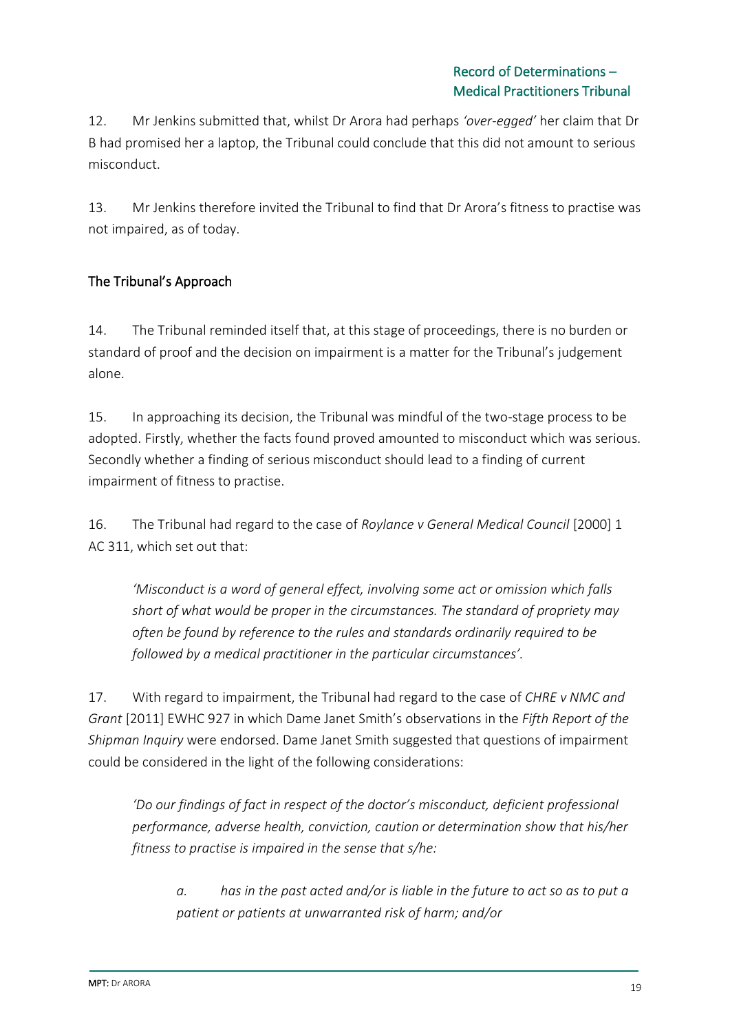12. Mr Jenkins submitted that, whilst Dr Arora had perhaps *'over-egged'* her claim that Dr B had promised her a laptop, the Tribunal could conclude that this did not amount to serious misconduct.

13. Mr Jenkins therefore invited the Tribunal to find that Dr Arora's fitness to practise was not impaired, as of today.

## The Tribunal's Approach

14. The Tribunal reminded itself that, at this stage of proceedings, there is no burden or standard of proof and the decision on impairment is a matter for the Tribunal's judgement alone.

15. In approaching its decision, the Tribunal was mindful of the two-stage process to be adopted. Firstly, whether the facts found proved amounted to misconduct which was serious. Secondly whether a finding of serious misconduct should lead to a finding of current impairment of fitness to practise.

16. The Tribunal had regard to the case of *Roylance v General Medical Council* [2000] 1 AC 311, which set out that:

> *'Misconduct is a word of general effect, involving some act or omission which falls short of what would be proper in the circumstances. The standard of propriety may often be found by reference to the rules and standards ordinarily required to be followed by a medical practitioner in the particular circumstances'.*

17. With regard to impairment, the Tribunal had regard to the case of *CHRE v NMC and Grant* [2011] EWHC 927 in which Dame Janet Smith's observations in the *Fifth Report of the Shipman Inquiry* were endorsed. Dame Janet Smith suggested that questions of impairment could be considered in the light of the following considerations:

> *'Do our findings of fact in respect of the doctor's misconduct, deficient professional performance, adverse health, conviction, caution or determination show that his/her fitness to practise is impaired in the sense that s/he:*
>
> > *a. has in the past acted and/or is liable in the future to act so as to put a patient or patients at unwarranted risk of harm; and/or*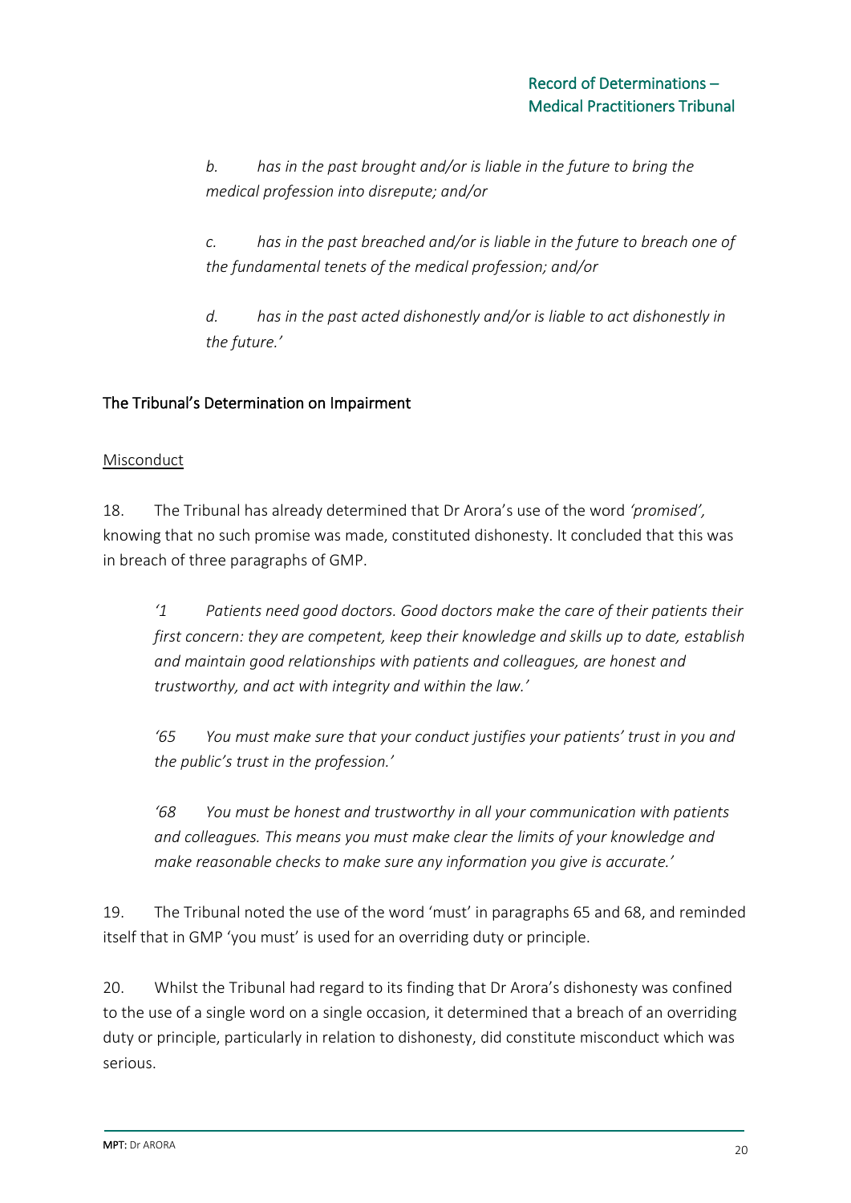*b. has in the past brought and/or is liable in the future to bring the medical profession into disrepute; and/or*

*c. has in the past breached and/or is liable in the future to breach one of the fundamental tenets of the medical profession; and/or*

*d. has in the past acted dishonestly and/or is liable to act dishonestly in the future.'*

## The Tribunal's Determination on Impairment

### Misconduct

18. The Tribunal has already determined that Dr Arora's use of the word *'promised',* knowing that no such promise was made, constituted dishonesty. It concluded that this was in breach of three paragraphs of GMP.

> *'1 Patients need good doctors. Good doctors make the care of their patients their first concern: they are competent, keep their knowledge and skills up to date, establish and maintain good relationships with patients and colleagues, are honest and trustworthy, and act with integrity and within the law.'*
>
> *'65 You must make sure that your conduct justifies your patients' trust in you and the public's trust in the profession.'*
>
> *'68 You must be honest and trustworthy in all your communication with patients and colleagues. This means you must make clear the limits of your knowledge and make reasonable checks to make sure any information you give is accurate.'*

19. The Tribunal noted the use of the word 'must' in paragraphs 65 and 68, and reminded itself that in GMP 'you must' is used for an overriding duty or principle.

20. Whilst the Tribunal had regard to its finding that Dr Arora's dishonesty was confined to the use of a single word on a single occasion, it determined that a breach of an overriding duty or principle, particularly in relation to dishonesty, did constitute misconduct which was serious.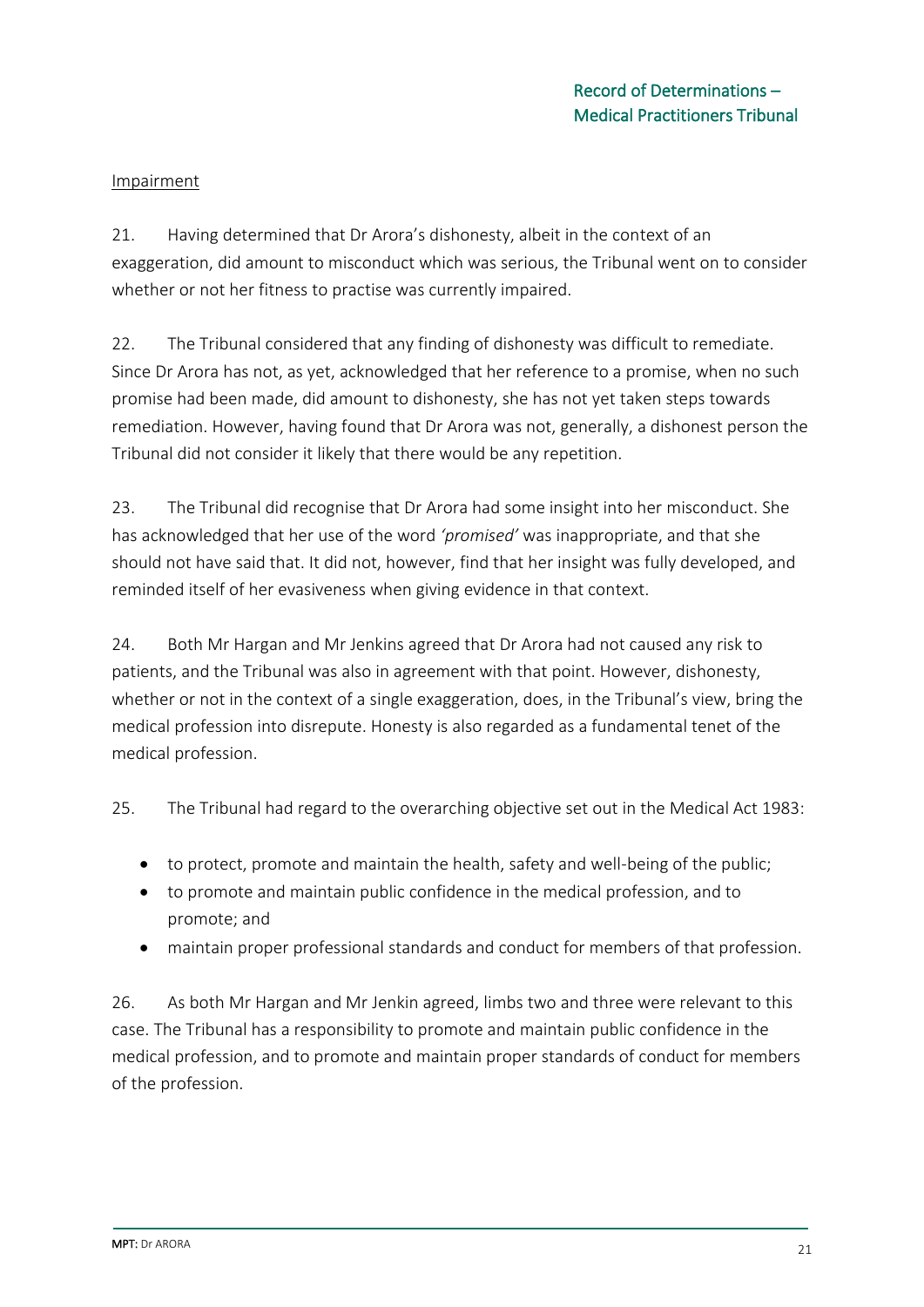Impairment

21. Having determined that Dr Arora's dishonesty, albeit in the context of an exaggeration, did amount to misconduct which was serious, the Tribunal went on to consider whether or not her fitness to practise was currently impaired.

22. The Tribunal considered that any finding of dishonesty was difficult to remediate. Since Dr Arora has not, as yet, acknowledged that her reference to a promise, when no such promise had been made, did amount to dishonesty, she has not yet taken steps towards remediation. However, having found that Dr Arora was not, generally, a dishonest person the Tribunal did not consider it likely that there would be any repetition.

23. The Tribunal did recognise that Dr Arora had some insight into her misconduct. She has acknowledged that her use of the word *'promised'* was inappropriate, and that she should not have said that. It did not, however, find that her insight was fully developed, and reminded itself of her evasiveness when giving evidence in that context.

24. Both Mr Hargan and Mr Jenkins agreed that Dr Arora had not caused any risk to patients, and the Tribunal was also in agreement with that point. However, dishonesty, whether or not in the context of a single exaggeration, does, in the Tribunal's view, bring the medical profession into disrepute. Honesty is also regarded as a fundamental tenet of the medical profession.

25. The Tribunal had regard to the overarching objective set out in the Medical Act 1983:

- to protect, promote and maintain the health, safety and well-being of the public;
- to promote and maintain public confidence in the medical profession, and to promote; and
- maintain proper professional standards and conduct for members of that profession.

26. As both Mr Hargan and Mr Jenkin agreed, limbs two and three were relevant to this case. The Tribunal has a responsibility to promote and maintain public confidence in the medical profession, and to promote and maintain proper standards of conduct for members of the profession.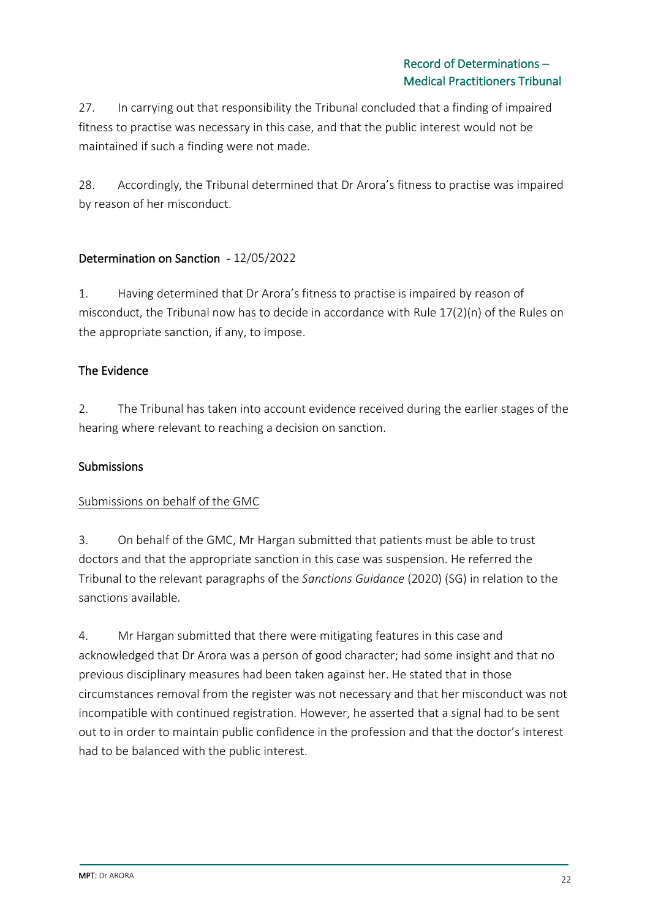27. In carrying out that responsibility the Tribunal concluded that a finding of impaired fitness to practise was necessary in this case, and that the public interest would not be maintained if such a finding were not made.

28. Accordingly, the Tribunal determined that Dr Arora's fitness to practise was impaired by reason of her misconduct.

## Determination on Sanction - 12/05/2022

1. Having determined that Dr Arora's fitness to practise is impaired by reason of misconduct, the Tribunal now has to decide in accordance with Rule 17(2)(n) of the Rules on the appropriate sanction, if any, to impose.

### The Evidence

2. The Tribunal has taken into account evidence received during the earlier stages of the hearing where relevant to reaching a decision on sanction.

### Submissions

Submissions on behalf of the GMC

3. On behalf of the GMC, Mr Hargan submitted that patients must be able to trust doctors and that the appropriate sanction in this case was suspension. He referred the Tribunal to the relevant paragraphs of the *Sanctions Guidance* (2020) (SG) in relation to the sanctions available.

4. Mr Hargan submitted that there were mitigating features in this case and acknowledged that Dr Arora was a person of good character; had some insight and that no previous disciplinary measures had been taken against her. He stated that in those circumstances removal from the register was not necessary and that her misconduct was not incompatible with continued registration. However, he asserted that a signal had to be sent out to in order to maintain public confidence in the profession and that the doctor's interest had to be balanced with the public interest.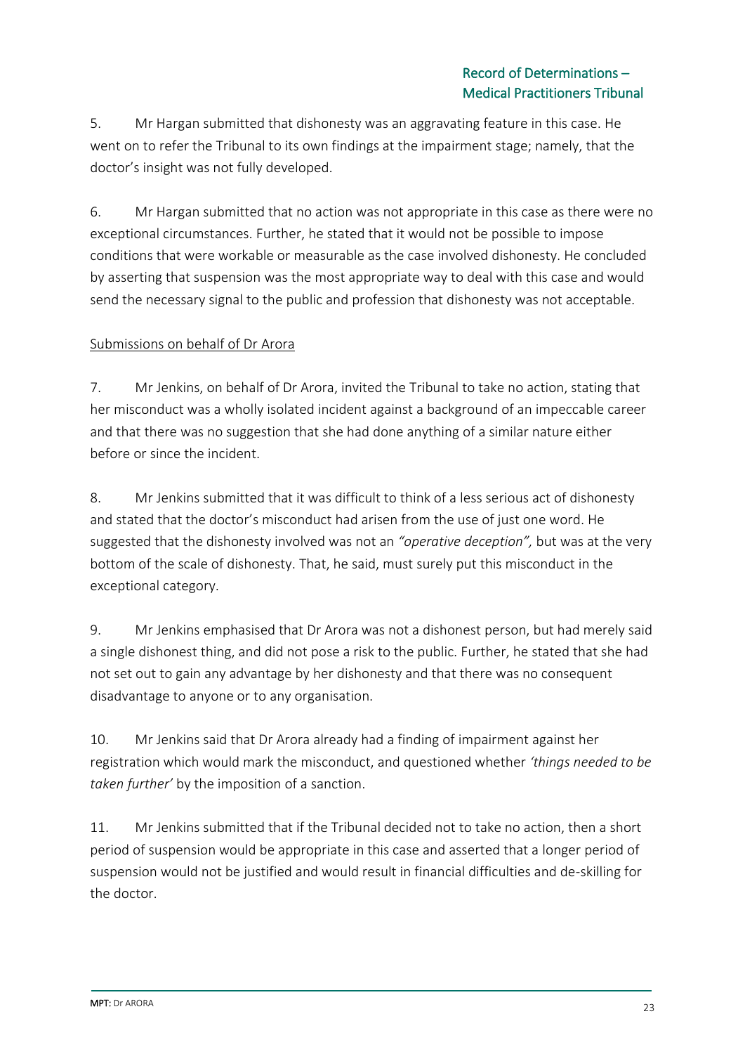5. Mr Hargan submitted that dishonesty was an aggravating feature in this case. He went on to refer the Tribunal to its own findings at the impairment stage; namely, that the doctor's insight was not fully developed.

6. Mr Hargan submitted that no action was not appropriate in this case as there were no exceptional circumstances. Further, he stated that it would not be possible to impose conditions that were workable or measurable as the case involved dishonesty. He concluded by asserting that suspension was the most appropriate way to deal with this case and would send the necessary signal to the public and profession that dishonesty was not acceptable.

<u>Submissions on behalf of Dr Arora</u>

7. Mr Jenkins, on behalf of Dr Arora, invited the Tribunal to take no action, stating that her misconduct was a wholly isolated incident against a background of an impeccable career and that there was no suggestion that she had done anything of a similar nature either before or since the incident.

8. Mr Jenkins submitted that it was difficult to think of a less serious act of dishonesty and stated that the doctor's misconduct had arisen from the use of just one word. He suggested that the dishonesty involved was not an *"operative deception",* but was at the very bottom of the scale of dishonesty. That, he said, must surely put this misconduct in the exceptional category.

9. Mr Jenkins emphasised that Dr Arora was not a dishonest person, but had merely said a single dishonest thing, and did not pose a risk to the public. Further, he stated that she had not set out to gain any advantage by her dishonesty and that there was no consequent disadvantage to anyone or to any organisation.

10. Mr Jenkins said that Dr Arora already had a finding of impairment against her registration which would mark the misconduct, and questioned whether *'things needed to be taken further'* by the imposition of a sanction.

11. Mr Jenkins submitted that if the Tribunal decided not to take no action, then a short period of suspension would be appropriate in this case and asserted that a longer period of suspension would not be justified and would result in financial difficulties and de-skilling for the doctor.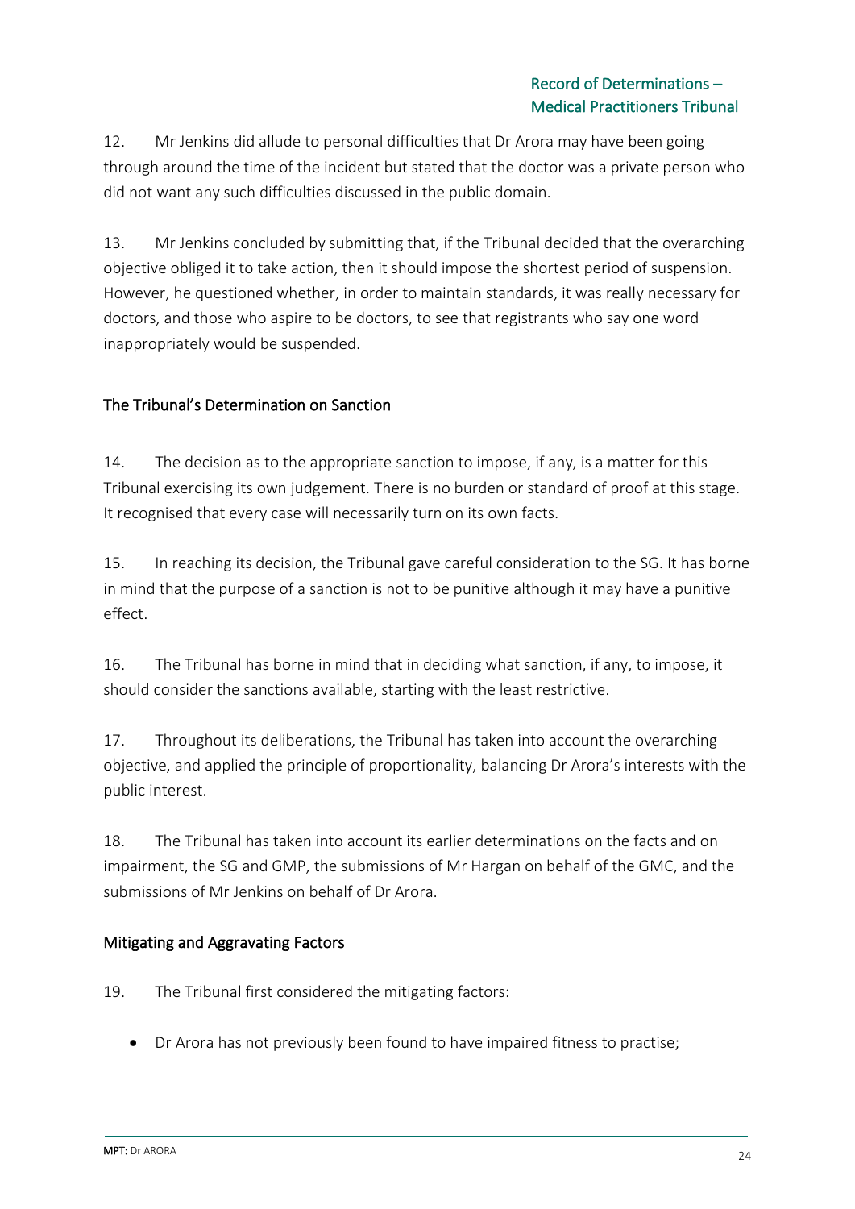12. Mr Jenkins did allude to personal difficulties that Dr Arora may have been going through around the time of the incident but stated that the doctor was a private person who did not want any such difficulties discussed in the public domain.

13. Mr Jenkins concluded by submitting that, if the Tribunal decided that the overarching objective obliged it to take action, then it should impose the shortest period of suspension. However, he questioned whether, in order to maintain standards, it was really necessary for doctors, and those who aspire to be doctors, to see that registrants who say one word inappropriately would be suspended.

## The Tribunal's Determination on Sanction

14. The decision as to the appropriate sanction to impose, if any, is a matter for this Tribunal exercising its own judgement. There is no burden or standard of proof at this stage. It recognised that every case will necessarily turn on its own facts.

15. In reaching its decision, the Tribunal gave careful consideration to the SG. It has borne in mind that the purpose of a sanction is not to be punitive although it may have a punitive effect.

16. The Tribunal has borne in mind that in deciding what sanction, if any, to impose, it should consider the sanctions available, starting with the least restrictive.

17. Throughout its deliberations, the Tribunal has taken into account the overarching objective, and applied the principle of proportionality, balancing Dr Arora's interests with the public interest.

18. The Tribunal has taken into account its earlier determinations on the facts and on impairment, the SG and GMP, the submissions of Mr Hargan on behalf of the GMC, and the submissions of Mr Jenkins on behalf of Dr Arora.

## Mitigating and Aggravating Factors

19. The Tribunal first considered the mitigating factors:

- Dr Arora has not previously been found to have impaired fitness to practise;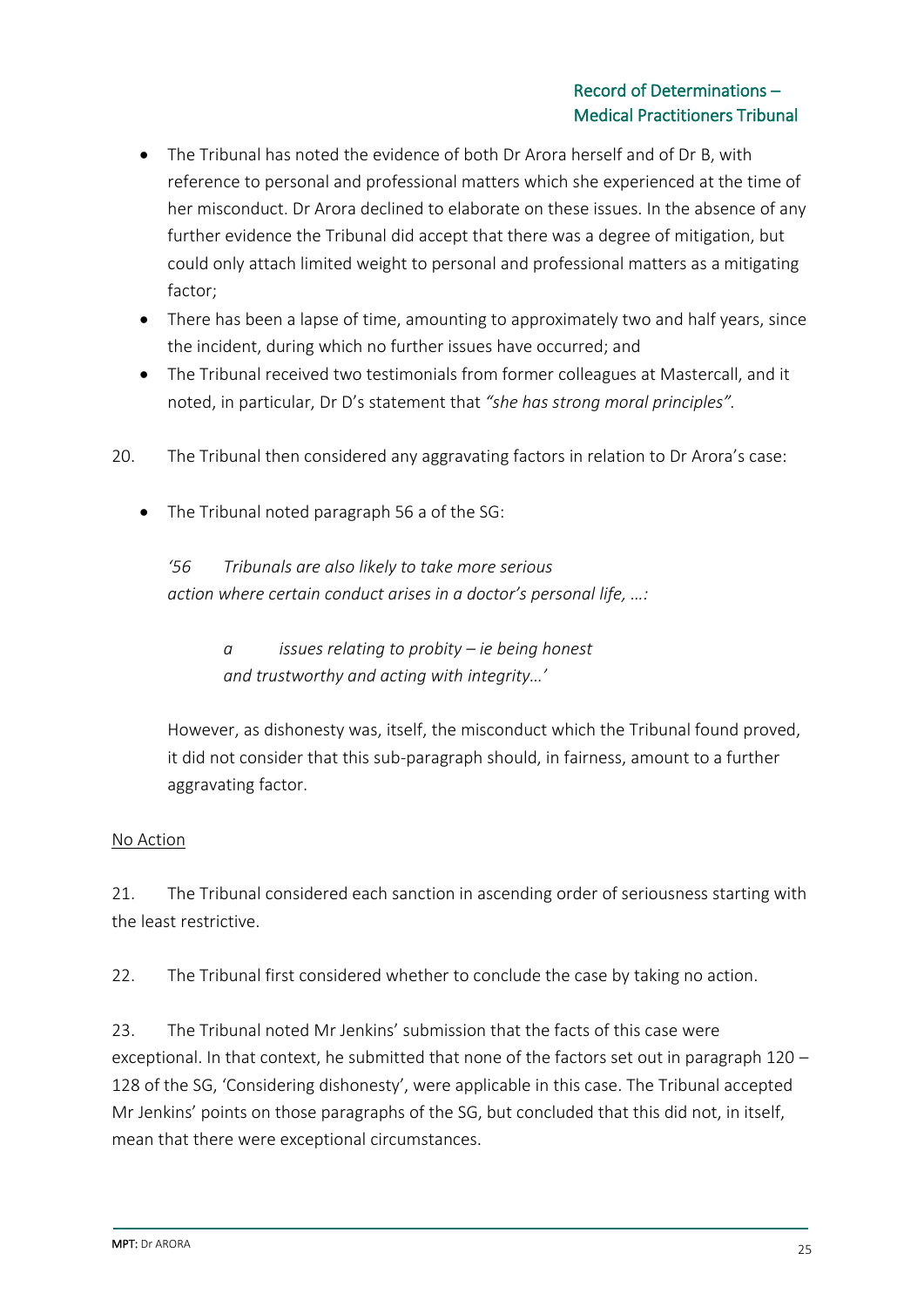- The Tribunal has noted the evidence of both Dr Arora herself and of Dr B, with reference to personal and professional matters which she experienced at the time of her misconduct. Dr Arora declined to elaborate on these issues. In the absence of any further evidence the Tribunal did accept that there was a degree of mitigation, but could only attach limited weight to personal and professional matters as a mitigating factor;
- There has been a lapse of time, amounting to approximately two and half years, since the incident, during which no further issues have occurred; and
- The Tribunal received two testimonials from former colleagues at Mastercall, and it noted, in particular, Dr D's statement that *"she has strong moral principles"*.

20. The Tribunal then considered any aggravating factors in relation to Dr Arora's case:

- The Tribunal noted paragraph 56 a of the SG:

  *'56 Tribunals are also likely to take more serious action where certain conduct arises in a doctor's personal life, …:*

  > *a issues relating to probity – ie being honest and trustworthy and acting with integrity…'*

  However, as dishonesty was, itself, the misconduct which the Tribunal found proved, it did not consider that this sub-paragraph should, in fairness, amount to a further aggravating factor.

<u>No Action</u>

21. The Tribunal considered each sanction in ascending order of seriousness starting with the least restrictive.

22. The Tribunal first considered whether to conclude the case by taking no action.

23. The Tribunal noted Mr Jenkins' submission that the facts of this case were exceptional. In that context, he submitted that none of the factors set out in paragraph 120 – 128 of the SG, 'Considering dishonesty', were applicable in this case. The Tribunal accepted Mr Jenkins' points on those paragraphs of the SG, but concluded that this did not, in itself, mean that there were exceptional circumstances.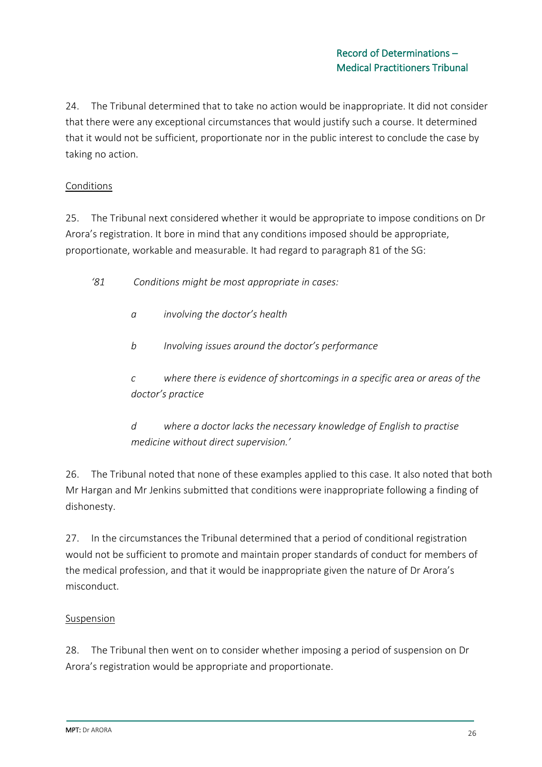24. The Tribunal determined that to take no action would be inappropriate. It did not consider that there were any exceptional circumstances that would justify such a course. It determined that it would not be sufficient, proportionate nor in the public interest to conclude the case by taking no action.

<u>Conditions</u>

25. The Tribunal next considered whether it would be appropriate to impose conditions on Dr Arora's registration. It bore in mind that any conditions imposed should be appropriate, proportionate, workable and measurable. It had regard to paragraph 81 of the SG:

> *'81 Conditions might be most appropriate in cases:*
>
> *a involving the doctor's health*
>
> *b Involving issues around the doctor's performance*
>
> *c where there is evidence of shortcomings in a specific area or areas of the doctor's practice*
>
> *d where a doctor lacks the necessary knowledge of English to practise medicine without direct supervision.'*

26. The Tribunal noted that none of these examples applied to this case. It also noted that both Mr Hargan and Mr Jenkins submitted that conditions were inappropriate following a finding of dishonesty.

27. In the circumstances the Tribunal determined that a period of conditional registration would not be sufficient to promote and maintain proper standards of conduct for members of the medical profession, and that it would be inappropriate given the nature of Dr Arora's misconduct.

<u>Suspension</u>

28. The Tribunal then went on to consider whether imposing a period of suspension on Dr Arora's registration would be appropriate and proportionate.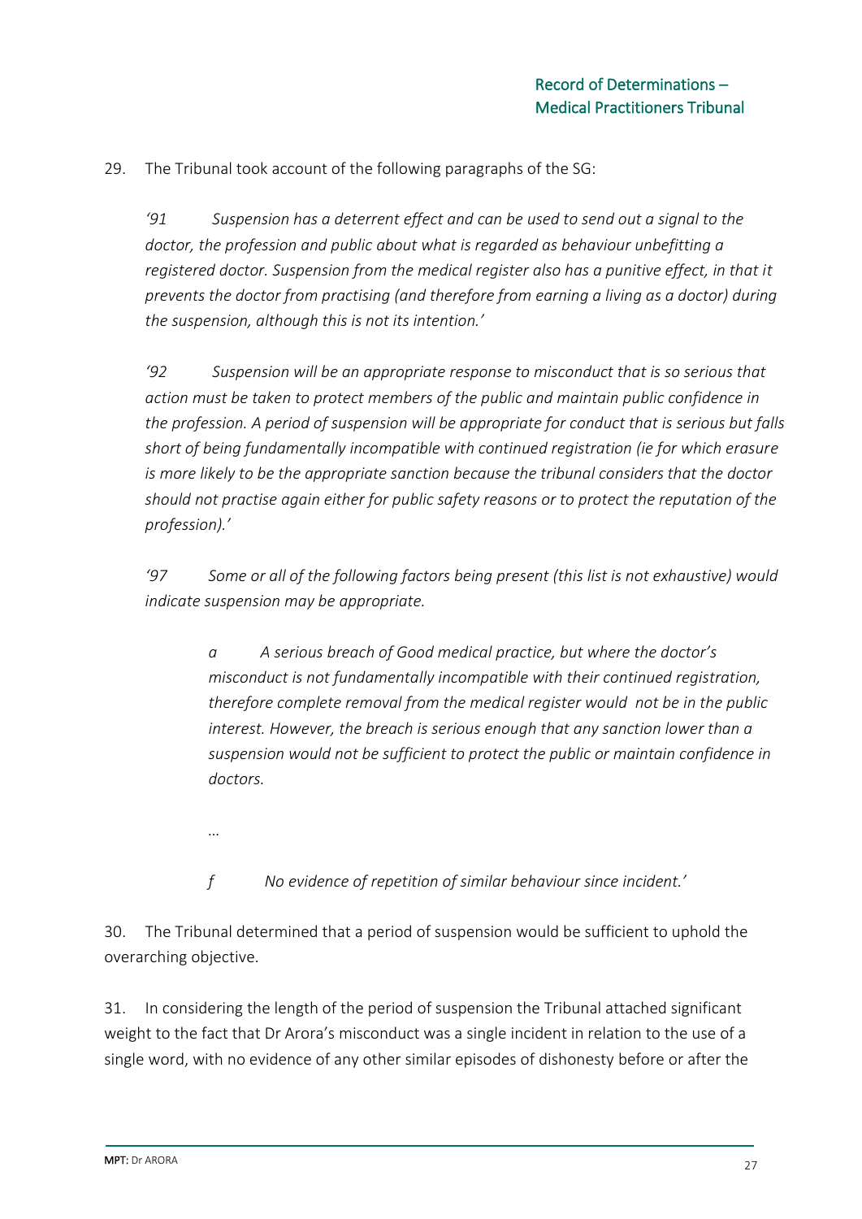29. The Tribunal took account of the following paragraphs of the SG:

> *'91 Suspension has a deterrent effect and can be used to send out a signal to the doctor, the profession and public about what is regarded as behaviour unbefitting a registered doctor. Suspension from the medical register also has a punitive effect, in that it prevents the doctor from practising (and therefore from earning a living as a doctor) during the suspension, although this is not its intention.'*
>
> *'92 Suspension will be an appropriate response to misconduct that is so serious that action must be taken to protect members of the public and maintain public confidence in the profession. A period of suspension will be appropriate for conduct that is serious but falls short of being fundamentally incompatible with continued registration (ie for which erasure is more likely to be the appropriate sanction because the tribunal considers that the doctor should not practise again either for public safety reasons or to protect the reputation of the profession).'*
>
> *'97 Some or all of the following factors being present (this list is not exhaustive) would indicate suspension may be appropriate.*
>
> > *a A serious breach of Good medical practice, but where the doctor's misconduct is not fundamentally incompatible with their continued registration, therefore complete removal from the medical register would not be in the public interest. However, the breach is serious enough that any sanction lower than a suspension would not be sufficient to protect the public or maintain confidence in doctors.*
> >
> > *...*
> >
> > *f No evidence of repetition of similar behaviour since incident.'*

30. The Tribunal determined that a period of suspension would be sufficient to uphold the overarching objective.

31. In considering the length of the period of suspension the Tribunal attached significant weight to the fact that Dr Arora's misconduct was a single incident in relation to the use of a single word, with no evidence of any other similar episodes of dishonesty before or after the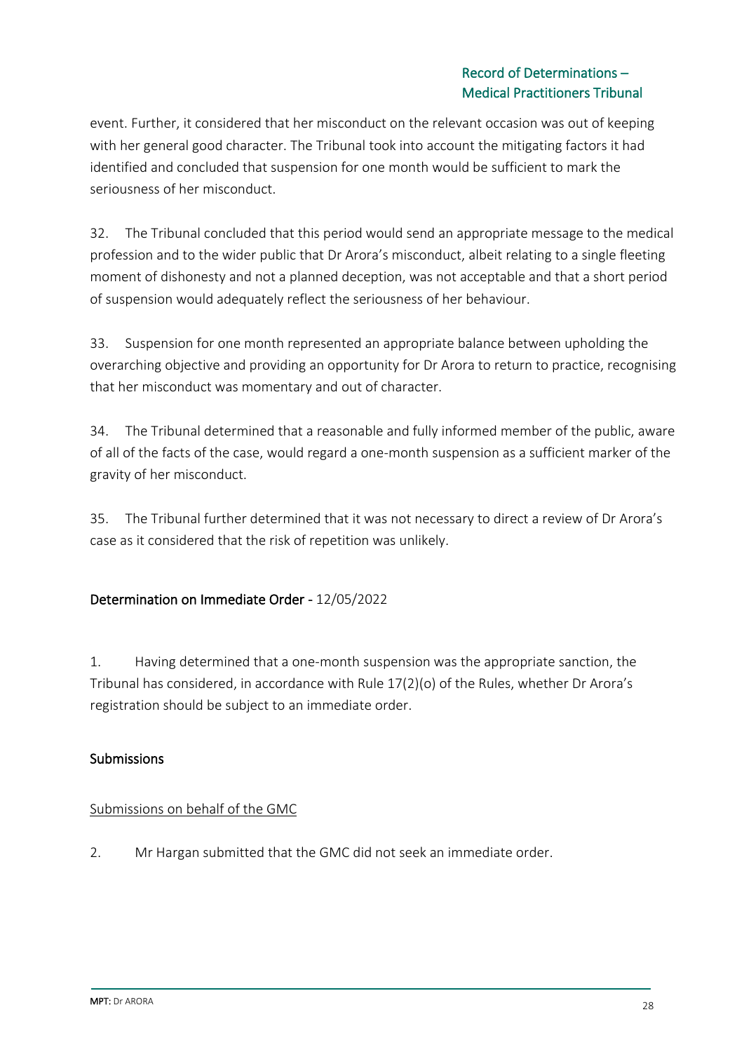event. Further, it considered that her misconduct on the relevant occasion was out of keeping with her general good character. The Tribunal took into account the mitigating factors it had identified and concluded that suspension for one month would be sufficient to mark the seriousness of her misconduct.

32. The Tribunal concluded that this period would send an appropriate message to the medical profession and to the wider public that Dr Arora's misconduct, albeit relating to a single fleeting moment of dishonesty and not a planned deception, was not acceptable and that a short period of suspension would adequately reflect the seriousness of her behaviour.

33. Suspension for one month represented an appropriate balance between upholding the overarching objective and providing an opportunity for Dr Arora to return to practice, recognising that her misconduct was momentary and out of character.

34. The Tribunal determined that a reasonable and fully informed member of the public, aware of all of the facts of the case, would regard a one-month suspension as a sufficient marker of the gravity of her misconduct.

35. The Tribunal further determined that it was not necessary to direct a review of Dr Arora's case as it considered that the risk of repetition was unlikely.

## Determination on Immediate Order - 12/05/2022

1. Having determined that a one-month suspension was the appropriate sanction, the Tribunal has considered, in accordance with Rule 17(2)(o) of the Rules, whether Dr Arora's registration should be subject to an immediate order.

### Submissions

#### Submissions on behalf of the GMC

2. Mr Hargan submitted that the GMC did not seek an immediate order.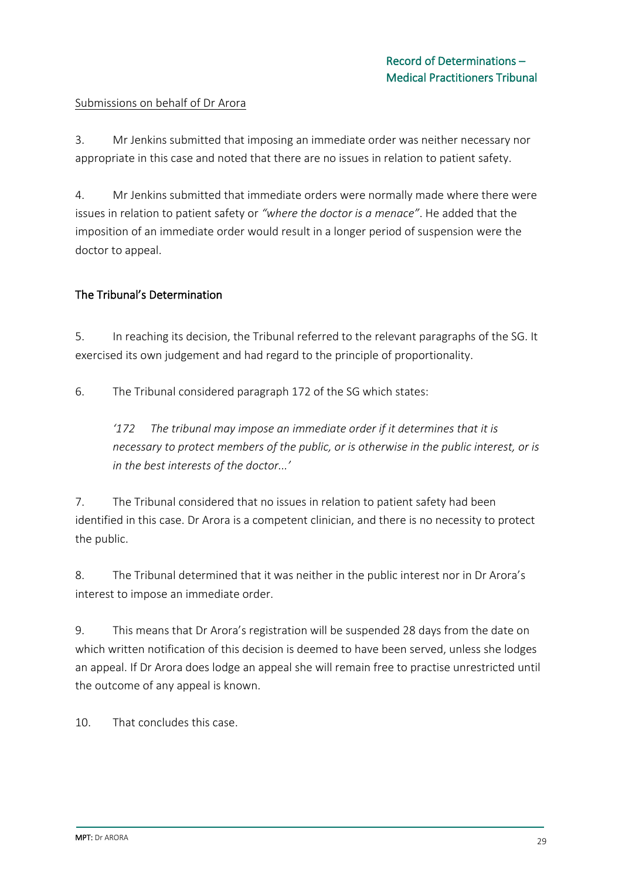Submissions on behalf of Dr Arora

3. Mr Jenkins submitted that imposing an immediate order was neither necessary nor appropriate in this case and noted that there are no issues in relation to patient safety.

4. Mr Jenkins submitted that immediate orders were normally made where there were issues in relation to patient safety or *"where the doctor is a menace"*. He added that the imposition of an immediate order would result in a longer period of suspension were the doctor to appeal.

### The Tribunal's Determination

5. In reaching its decision, the Tribunal referred to the relevant paragraphs of the SG. It exercised its own judgement and had regard to the principle of proportionality.

6. The Tribunal considered paragraph 172 of the SG which states:

> *'172 The tribunal may impose an immediate order if it determines that it is necessary to protect members of the public, or is otherwise in the public interest, or is in the best interests of the doctor...'*

7. The Tribunal considered that no issues in relation to patient safety had been identified in this case. Dr Arora is a competent clinician, and there is no necessity to protect the public.

8. The Tribunal determined that it was neither in the public interest nor in Dr Arora's interest to impose an immediate order.

9. This means that Dr Arora's registration will be suspended 28 days from the date on which written notification of this decision is deemed to have been served, unless she lodges an appeal. If Dr Arora does lodge an appeal she will remain free to practise unrestricted until the outcome of any appeal is known.

10. That concludes this case.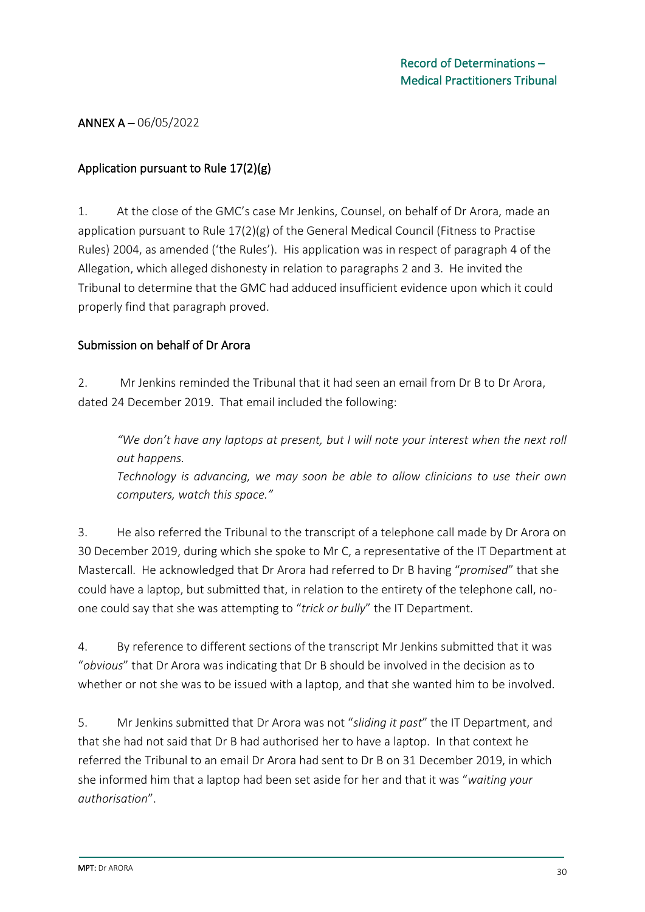**ANNEX A** – 06/05/2022

## Application pursuant to Rule 17(2)(g)

1. At the close of the GMC's case Mr Jenkins, Counsel, on behalf of Dr Arora, made an application pursuant to Rule 17(2)(g) of the General Medical Council (Fitness to Practise Rules) 2004, as amended ('the Rules'). His application was in respect of paragraph 4 of the Allegation, which alleged dishonesty in relation to paragraphs 2 and 3. He invited the Tribunal to determine that the GMC had adduced insufficient evidence upon which it could properly find that paragraph proved.

## Submission on behalf of Dr Arora

2. Mr Jenkins reminded the Tribunal that it had seen an email from Dr B to Dr Arora, dated 24 December 2019. That email included the following:

> *"We don't have any laptops at present, but I will note your interest when the next roll out happens.*
> *Technology is advancing, we may soon be able to allow clinicians to use their own computers, watch this space."*

3. He also referred the Tribunal to the transcript of a telephone call made by Dr Arora on 30 December 2019, during which she spoke to Mr C, a representative of the IT Department at Mastercall. He acknowledged that Dr Arora had referred to Dr B having "*promised*" that she could have a laptop, but submitted that, in relation to the entirety of the telephone call, no-one could say that she was attempting to "*trick or bully*" the IT Department.

4. By reference to different sections of the transcript Mr Jenkins submitted that it was "*obvious*" that Dr Arora was indicating that Dr B should be involved in the decision as to whether or not she was to be issued with a laptop, and that she wanted him to be involved.

5. Mr Jenkins submitted that Dr Arora was not "*sliding it past*" the IT Department, and that she had not said that Dr B had authorised her to have a laptop. In that context he referred the Tribunal to an email Dr Arora had sent to Dr B on 31 December 2019, in which she informed him that a laptop had been set aside for her and that it was "*waiting your authorisation*".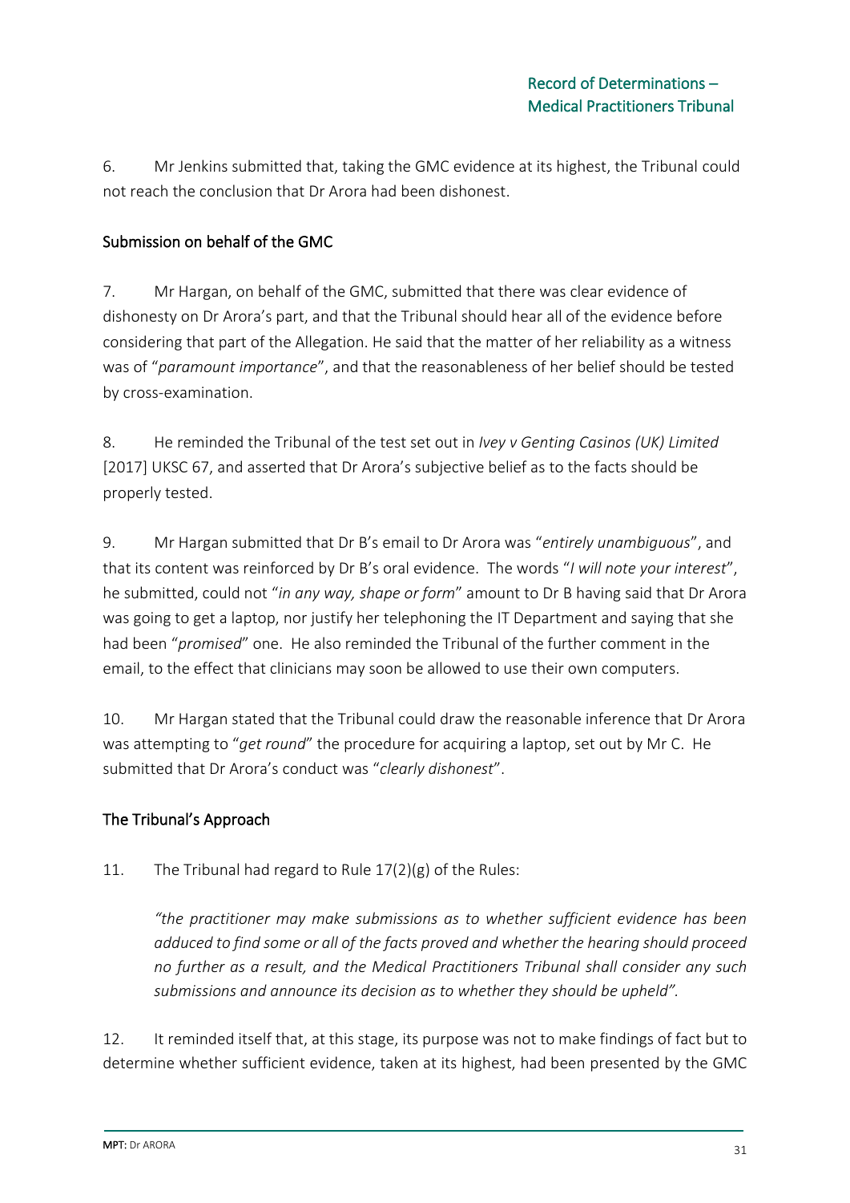6. Mr Jenkins submitted that, taking the GMC evidence at its highest, the Tribunal could not reach the conclusion that Dr Arora had been dishonest.

## Submission on behalf of the GMC

7. Mr Hargan, on behalf of the GMC, submitted that there was clear evidence of dishonesty on Dr Arora's part, and that the Tribunal should hear all of the evidence before considering that part of the Allegation. He said that the matter of her reliability as a witness was of "*paramount importance*", and that the reasonableness of her belief should be tested by cross-examination.

8. He reminded the Tribunal of the test set out in *Ivey v Genting Casinos (UK) Limited* [2017] UKSC 67, and asserted that Dr Arora's subjective belief as to the facts should be properly tested.

9. Mr Hargan submitted that Dr B's email to Dr Arora was "*entirely unambiguous*", and that its content was reinforced by Dr B's oral evidence. The words "*I will note your interest*", he submitted, could not "*in any way, shape or form*" amount to Dr B having said that Dr Arora was going to get a laptop, nor justify her telephoning the IT Department and saying that she had been "*promised*" one. He also reminded the Tribunal of the further comment in the email, to the effect that clinicians may soon be allowed to use their own computers.

10. Mr Hargan stated that the Tribunal could draw the reasonable inference that Dr Arora was attempting to "*get round*" the procedure for acquiring a laptop, set out by Mr C. He submitted that Dr Arora's conduct was "*clearly dishonest*".

## The Tribunal's Approach

11. The Tribunal had regard to Rule 17(2)(g) of the Rules:

> *"the practitioner may make submissions as to whether sufficient evidence has been adduced to find some or all of the facts proved and whether the hearing should proceed no further as a result, and the Medical Practitioners Tribunal shall consider any such submissions and announce its decision as to whether they should be upheld".*

12. It reminded itself that, at this stage, its purpose was not to make findings of fact but to determine whether sufficient evidence, taken at its highest, had been presented by the GMC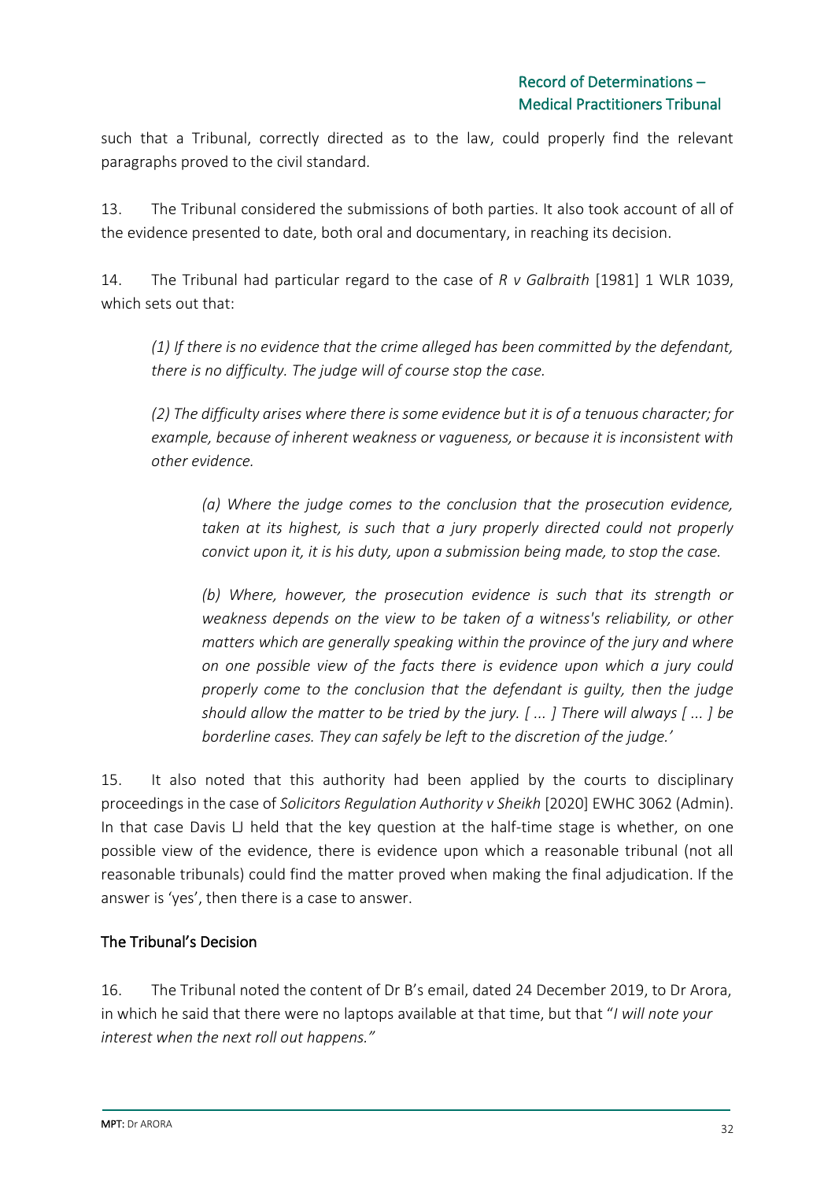such that a Tribunal, correctly directed as to the law, could properly find the relevant paragraphs proved to the civil standard.

13. The Tribunal considered the submissions of both parties. It also took account of all of the evidence presented to date, both oral and documentary, in reaching its decision.

14. The Tribunal had particular regard to the case of *R v Galbraith* [1981] 1 WLR 1039, which sets out that:

> *(1) If there is no evidence that the crime alleged has been committed by the defendant, there is no difficulty. The judge will of course stop the case.*
>
> *(2) The difficulty arises where there is some evidence but it is of a tenuous character; for example, because of inherent weakness or vagueness, or because it is inconsistent with other evidence.*
>
>> *(a) Where the judge comes to the conclusion that the prosecution evidence, taken at its highest, is such that a jury properly directed could not properly convict upon it, it is his duty, upon a submission being made, to stop the case.*
>>
>> *(b) Where, however, the prosecution evidence is such that its strength or weakness depends on the view to be taken of a witness's reliability, or other matters which are generally speaking within the province of the jury and where on one possible view of the facts there is evidence upon which a jury could properly come to the conclusion that the defendant is guilty, then the judge should allow the matter to be tried by the jury. [ ... ] There will always [ ... ] be borderline cases. They can safely be left to the discretion of the judge.'*

15. It also noted that this authority had been applied by the courts to disciplinary proceedings in the case of *Solicitors Regulation Authority v Sheikh* [2020] EWHC 3062 (Admin). In that case Davis LJ held that the key question at the half-time stage is whether, on one possible view of the evidence, there is evidence upon which a reasonable tribunal (not all reasonable tribunals) could find the matter proved when making the final adjudication. If the answer is 'yes', then there is a case to answer.

## The Tribunal's Decision

16. The Tribunal noted the content of Dr B's email, dated 24 December 2019, to Dr Arora, in which he said that there were no laptops available at that time, but that "*I will note your interest when the next roll out happens."*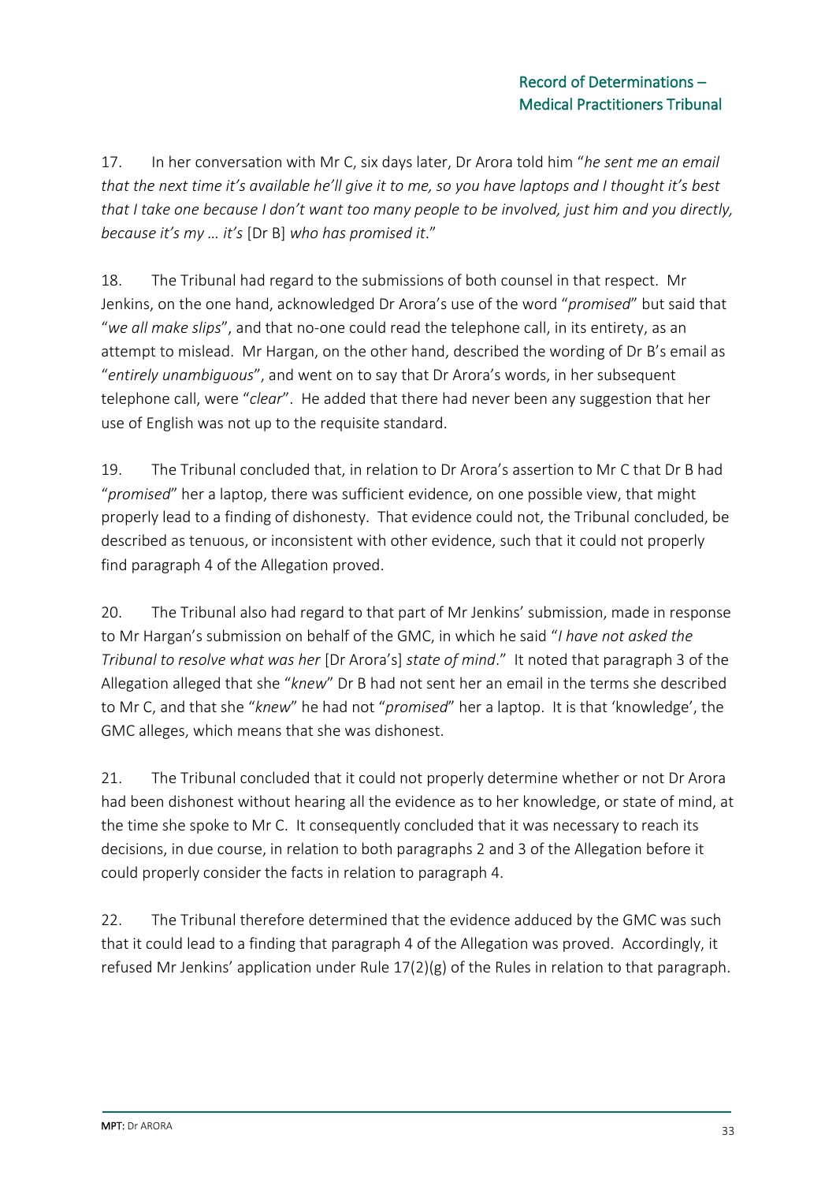17. In her conversation with Mr C, six days later, Dr Arora told him "*he sent me an email that the next time it's available he'll give it to me, so you have laptops and I thought it's best that I take one because I don't want too many people to be involved, just him and you directly, because it's my … it's* [Dr B] *who has promised it*."

18. The Tribunal had regard to the submissions of both counsel in that respect. Mr Jenkins, on the one hand, acknowledged Dr Arora's use of the word "*promised*" but said that "*we all make slips*", and that no-one could read the telephone call, in its entirety, as an attempt to mislead. Mr Hargan, on the other hand, described the wording of Dr B's email as "*entirely unambiguous*", and went on to say that Dr Arora's words, in her subsequent telephone call, were "*clear*". He added that there had never been any suggestion that her use of English was not up to the requisite standard.

19. The Tribunal concluded that, in relation to Dr Arora's assertion to Mr C that Dr B had "*promised*" her a laptop, there was sufficient evidence, on one possible view, that might properly lead to a finding of dishonesty. That evidence could not, the Tribunal concluded, be described as tenuous, or inconsistent with other evidence, such that it could not properly find paragraph 4 of the Allegation proved.

20. The Tribunal also had regard to that part of Mr Jenkins' submission, made in response to Mr Hargan's submission on behalf of the GMC, in which he said "*I have not asked the Tribunal to resolve what was her* [Dr Arora's] *state of mind*." It noted that paragraph 3 of the Allegation alleged that she "*knew*" Dr B had not sent her an email in the terms she described to Mr C, and that she "*knew*" he had not "*promised*" her a laptop. It is that 'knowledge', the GMC alleges, which means that she was dishonest.

21. The Tribunal concluded that it could not properly determine whether or not Dr Arora had been dishonest without hearing all the evidence as to her knowledge, or state of mind, at the time she spoke to Mr C. It consequently concluded that it was necessary to reach its decisions, in due course, in relation to both paragraphs 2 and 3 of the Allegation before it could properly consider the facts in relation to paragraph 4.

22. The Tribunal therefore determined that the evidence adduced by the GMC was such that it could lead to a finding that paragraph 4 of the Allegation was proved. Accordingly, it refused Mr Jenkins' application under Rule 17(2)(g) of the Rules in relation to that paragraph.